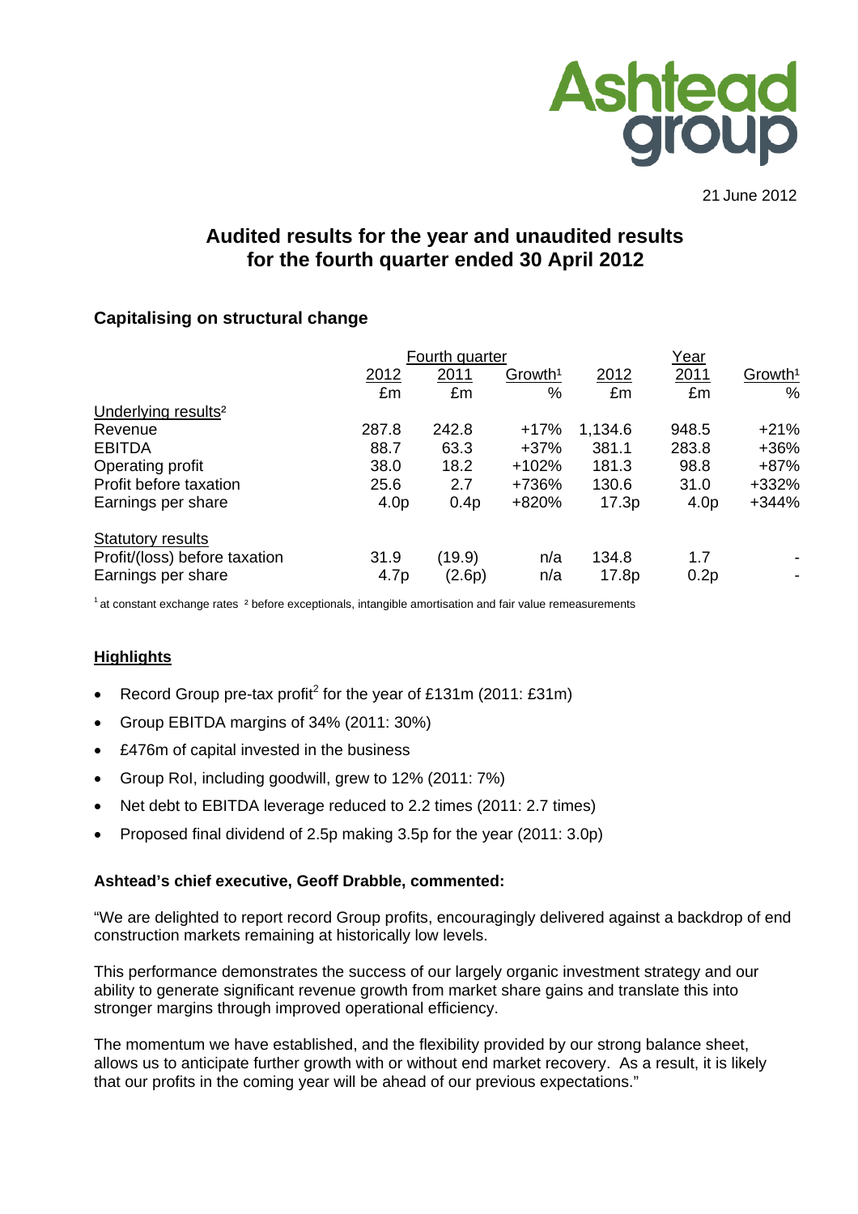21 June 2012

# Audited results for the year and unaudited results for the fourth quarter ended 30 April 2012

## Capitalising on structural change

| | Fourth quarter | | | Year | | |
|---|---|---|---|---|---|---|
| | 2012 | 2011 | Growth[1] | 2012 | 2011 | Growth[1] |
| | £m | £m | % | £m | £m | % |
| Underlying results[2] | | | | | | |
| Revenue | 287.8 | 242.8 | +17% | 1,134.6 | 948.5 | +21% |
| EBITDA | 88.7 | 63.3 | +37% | 381.1 | 283.8 | +36% |
| Operating profit | 38.0 | 18.2 | +102% | 181.3 | 98.8 | +87% |
| Profit before taxation | 25.6 | 2.7 | +736% | 130.6 | 31.0 | +332% |
| Earnings per share | 4.0p | 0.4p | +820% | 17.3p | 4.0p | +344% |
| Statutory results | | | | | | |
| Profit/(loss) before taxation | 31.9 | (19.9) | n/a | 134.8 | 1.7 | - |
| Earnings per share | 4.7p | (2.6p) | n/a | 17.8p | 0.2p | - |

[1] at constant exchange rates [2] before exceptionals, intangible amortisation and fair value remeasurements

## Highlights

- Record Group pre-tax profit[2] for the year of £131m (2011: £31m)
- Group EBITDA margins of 34% (2011: 30%)
- £476m of capital invested in the business
- Group RoI, including goodwill, grew to 12% (2011: 7%)
- Net debt to EBITDA leverage reduced to 2.2 times (2011: 2.7 times)
- Proposed final dividend of 2.5p making 3.5p for the year (2011: 3.0p)

**Ashtead's chief executive, Geoff Drabble, commented:**

"We are delighted to report record Group profits, encouragingly delivered against a backdrop of end construction markets remaining at historically low levels.

This performance demonstrates the success of our largely organic investment strategy and our ability to generate significant revenue growth from market share gains and translate this into stronger margins through improved operational efficiency.

The momentum we have established, and the flexibility provided by our strong balance sheet, allows us to anticipate further growth with or without end market recovery. As a result, it is likely that our profits in the coming year will be ahead of our previous expectations."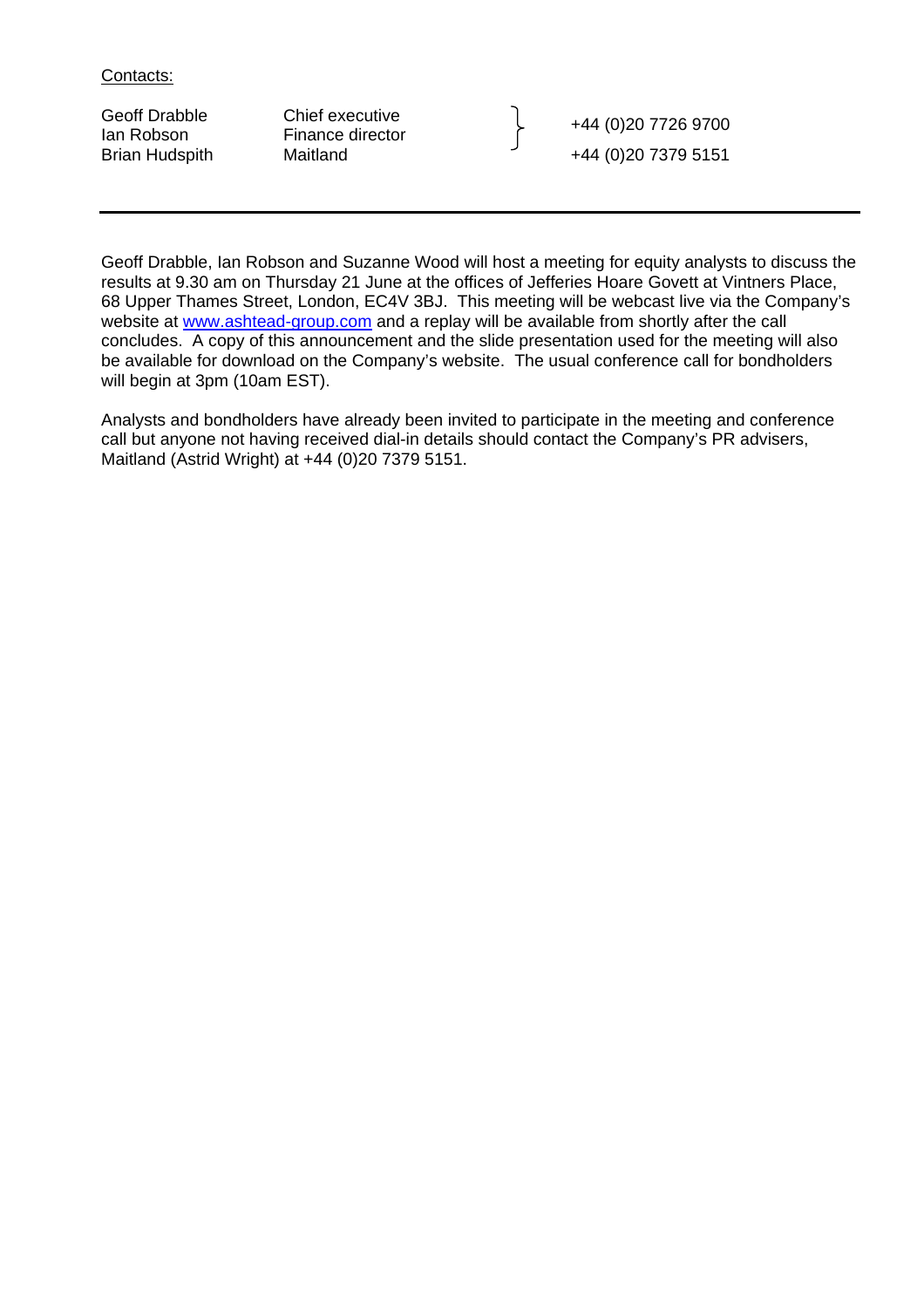Contacts:

| | | |
|---|---|---|
| Geoff Drabble | Chief executive | +44 (0)20 7726 9700 |
| Ian Robson | Finance director | |
| Brian Hudspith | Maitland | +44 (0)20 7379 5151 |

---

Geoff Drabble, Ian Robson and Suzanne Wood will host a meeting for equity analysts to discuss the results at 9.30 am on Thursday 21 June at the offices of Jefferies Hoare Govett at Vintners Place, 68 Upper Thames Street, London, EC4V 3BJ. This meeting will be webcast live via the Company's website at www.ashtead-group.com and a replay will be available from shortly after the call concludes. A copy of this announcement and the slide presentation used for the meeting will also be available for download on the Company's website. The usual conference call for bondholders will begin at 3pm (10am EST).

Analysts and bondholders have already been invited to participate in the meeting and conference call but anyone not having received dial-in details should contact the Company's PR advisers, Maitland (Astrid Wright) at +44 (0)20 7379 5151.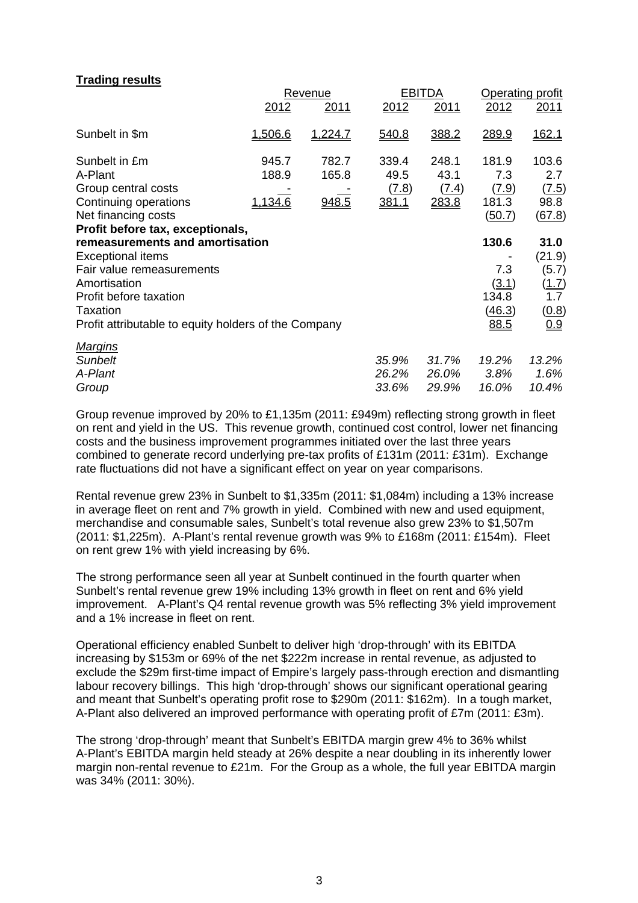**Trading results**

| | Revenue | | EBITDA | | Operating profit | |
|---|---|---|---|---|---|---|
| | 2012 | 2011 | 2012 | 2011 | 2012 | 2011 |
| Sunbelt in $m | 1,506.6 | 1,224.7 | 540.8 | 388.2 | 289.9 | 162.1 |
| Sunbelt in £m | 945.7 | 782.7 | 339.4 | 248.1 | 181.9 | 103.6 |
| A-Plant | 188.9 | 165.8 | 49.5 | 43.1 | 7.3 | 2.7 |
| Group central costs | - | - | (7.8) | (7.4) | (7.9) | (7.5) |
| Continuing operations | 1,134.6 | 948.5 | 381.1 | 283.8 | 181.3 | 98.8 |
| Net financing costs | | | | | (50.7) | (67.8) |
| **Profit before tax, exceptionals, remeasurements and amortisation** | | | | | **130.6** | **31.0** |
| Exceptional items | | | | | - | (21.9) |
| Fair value remeasurements | | | | | 7.3 | (5.7) |
| Amortisation | | | | | (3.1) | (1.7) |
| Profit before taxation | | | | | 134.8 | 1.7 |
| Taxation | | | | | (46.3) | (0.8) |
| Profit attributable to equity holders of the Company | | | | | 88.5 | 0.9 |
| *Margins* | | | | | | |
| *Sunbelt* | | | *35.9%* | *31.7%* | *19.2%* | *13.2%* |
| *A-Plant* | | | *26.2%* | *26.0%* | *3.8%* | *1.6%* |
| *Group* | | | *33.6%* | *29.9%* | *16.0%* | *10.4%* |

Group revenue improved by 20% to £1,135m (2011: £949m) reflecting strong growth in fleet on rent and yield in the US. This revenue growth, continued cost control, lower net financing costs and the business improvement programmes initiated over the last three years combined to generate record underlying pre-tax profits of £131m (2011: £31m). Exchange rate fluctuations did not have a significant effect on year on year comparisons.

Rental revenue grew 23% in Sunbelt to $1,335m (2011: $1,084m) including a 13% increase in average fleet on rent and 7% growth in yield. Combined with new and used equipment, merchandise and consumable sales, Sunbelt's total revenue also grew 23% to $1,507m (2011: $1,225m). A-Plant's rental revenue growth was 9% to £168m (2011: £154m). Fleet on rent grew 1% with yield increasing by 6%.

The strong performance seen all year at Sunbelt continued in the fourth quarter when Sunbelt's rental revenue grew 19% including 13% growth in fleet on rent and 6% yield improvement. A-Plant's Q4 rental revenue growth was 5% reflecting 3% yield improvement and a 1% increase in fleet on rent.

Operational efficiency enabled Sunbelt to deliver high 'drop-through' with its EBITDA increasing by $153m or 69% of the net $222m increase in rental revenue, as adjusted to exclude the $29m first-time impact of Empire's largely pass-through erection and dismantling labour recovery billings. This high 'drop-through' shows our significant operational gearing and meant that Sunbelt's operating profit rose to $290m (2011: $162m). In a tough market, A-Plant also delivered an improved performance with operating profit of £7m (2011: £3m).

The strong 'drop-through' meant that Sunbelt's EBITDA margin grew 4% to 36% whilst A-Plant's EBITDA margin held steady at 26% despite a near doubling in its inherently lower margin non-rental revenue to £21m. For the Group as a whole, the full year EBITDA margin was 34% (2011: 30%).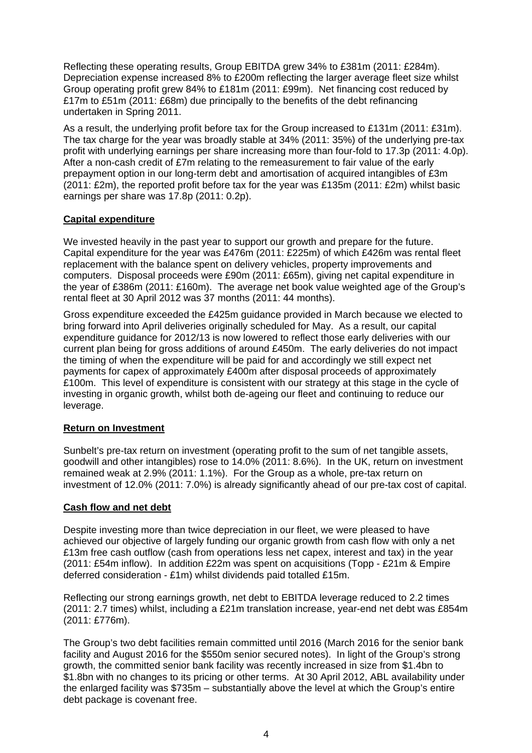Reflecting these operating results, Group EBITDA grew 34% to £381m (2011: £284m). Depreciation expense increased 8% to £200m reflecting the larger average fleet size whilst Group operating profit grew 84% to £181m (2011: £99m). Net financing cost reduced by £17m to £51m (2011: £68m) due principally to the benefits of the debt refinancing undertaken in Spring 2011.

As a result, the underlying profit before tax for the Group increased to £131m (2011: £31m). The tax charge for the year was broadly stable at 34% (2011: 35%) of the underlying pre-tax profit with underlying earnings per share increasing more than four-fold to 17.3p (2011: 4.0p). After a non-cash credit of £7m relating to the remeasurement to fair value of the early prepayment option in our long-term debt and amortisation of acquired intangibles of £3m (2011: £2m), the reported profit before tax for the year was £135m (2011: £2m) whilst basic earnings per share was 17.8p (2011: 0.2p).

**Capital expenditure**

We invested heavily in the past year to support our growth and prepare for the future. Capital expenditure for the year was £476m (2011: £225m) of which £426m was rental fleet replacement with the balance spent on delivery vehicles, property improvements and computers. Disposal proceeds were £90m (2011: £65m), giving net capital expenditure in the year of £386m (2011: £160m). The average net book value weighted age of the Group's rental fleet at 30 April 2012 was 37 months (2011: 44 months).

Gross expenditure exceeded the £425m guidance provided in March because we elected to bring forward into April deliveries originally scheduled for May. As a result, our capital expenditure guidance for 2012/13 is now lowered to reflect those early deliveries with our current plan being for gross additions of around £450m. The early deliveries do not impact the timing of when the expenditure will be paid for and accordingly we still expect net payments for capex of approximately £400m after disposal proceeds of approximately £100m. This level of expenditure is consistent with our strategy at this stage in the cycle of investing in organic growth, whilst both de-ageing our fleet and continuing to reduce our leverage.

**Return on Investment**

Sunbelt's pre-tax return on investment (operating profit to the sum of net tangible assets, goodwill and other intangibles) rose to 14.0% (2011: 8.6%). In the UK, return on investment remained weak at 2.9% (2011: 1.1%). For the Group as a whole, pre-tax return on investment of 12.0% (2011: 7.0%) is already significantly ahead of our pre-tax cost of capital.

**Cash flow and net debt**

Despite investing more than twice depreciation in our fleet, we were pleased to have achieved our objective of largely funding our organic growth from cash flow with only a net £13m free cash outflow (cash from operations less net capex, interest and tax) in the year (2011: £54m inflow). In addition £22m was spent on acquisitions (Topp - £21m & Empire deferred consideration - £1m) whilst dividends paid totalled £15m.

Reflecting our strong earnings growth, net debt to EBITDA leverage reduced to 2.2 times (2011: 2.7 times) whilst, including a £21m translation increase, year-end net debt was £854m (2011: £776m).

The Group's two debt facilities remain committed until 2016 (March 2016 for the senior bank facility and August 2016 for the $550m senior secured notes). In light of the Group's strong growth, the committed senior bank facility was recently increased in size from $1.4bn to $1.8bn with no changes to its pricing or other terms. At 30 April 2012, ABL availability under the enlarged facility was $735m – substantially above the level at which the Group's entire debt package is covenant free.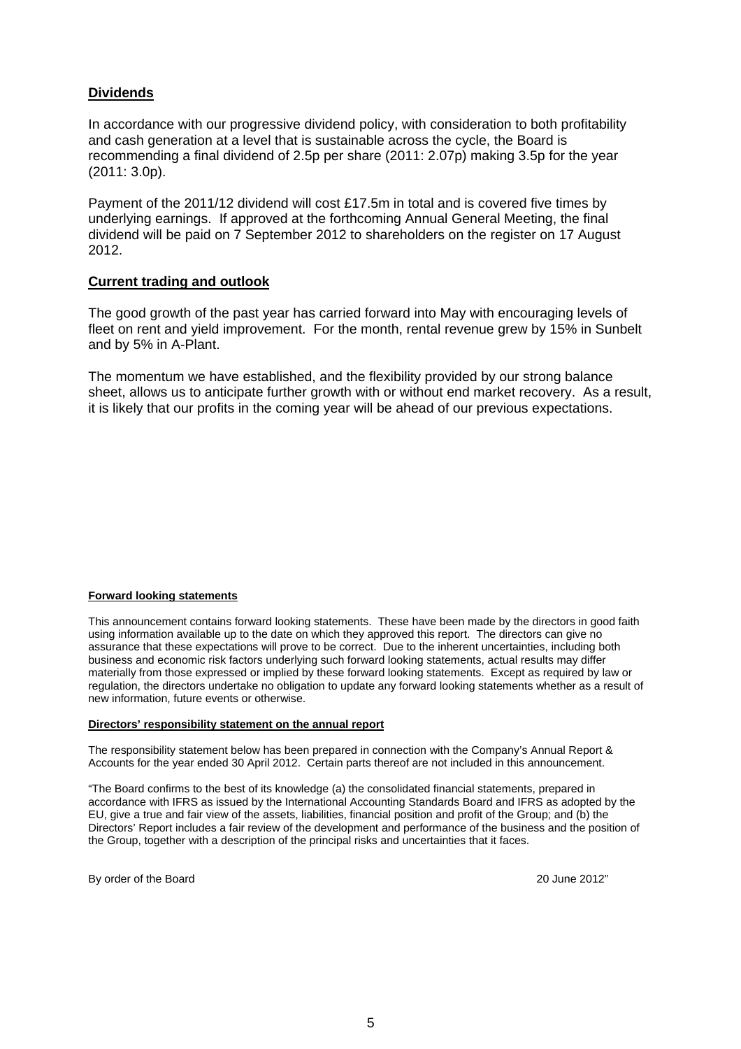## Dividends

In accordance with our progressive dividend policy, with consideration to both profitability and cash generation at a level that is sustainable across the cycle, the Board is recommending a final dividend of 2.5p per share (2011: 2.07p) making 3.5p for the year (2011: 3.0p).

Payment of the 2011/12 dividend will cost £17.5m in total and is covered five times by underlying earnings. If approved at the forthcoming Annual General Meeting, the final dividend will be paid on 7 September 2012 to shareholders on the register on 17 August 2012.

## Current trading and outlook

The good growth of the past year has carried forward into May with encouraging levels of fleet on rent and yield improvement. For the month, rental revenue grew by 15% in Sunbelt and by 5% in A-Plant.

The momentum we have established, and the flexibility provided by our strong balance sheet, allows us to anticipate further growth with or without end market recovery. As a result, it is likely that our profits in the coming year will be ahead of our previous expectations.

#### Forward looking statements

This announcement contains forward looking statements. These have been made by the directors in good faith using information available up to the date on which they approved this report. The directors can give no assurance that these expectations will prove to be correct. Due to the inherent uncertainties, including both business and economic risk factors underlying such forward looking statements, actual results may differ materially from those expressed or implied by these forward looking statements. Except as required by law or regulation, the directors undertake no obligation to update any forward looking statements whether as a result of new information, future events or otherwise.

#### Directors' responsibility statement on the annual report

The responsibility statement below has been prepared in connection with the Company's Annual Report & Accounts for the year ended 30 April 2012. Certain parts thereof are not included in this announcement.

"The Board confirms to the best of its knowledge (a) the consolidated financial statements, prepared in accordance with IFRS as issued by the International Accounting Standards Board and IFRS as adopted by the EU, give a true and fair view of the assets, liabilities, financial position and profit of the Group; and (b) the Directors' Report includes a fair review of the development and performance of the business and the position of the Group, together with a description of the principal risks and uncertainties that it faces.

By order of the Board 20 June 2012"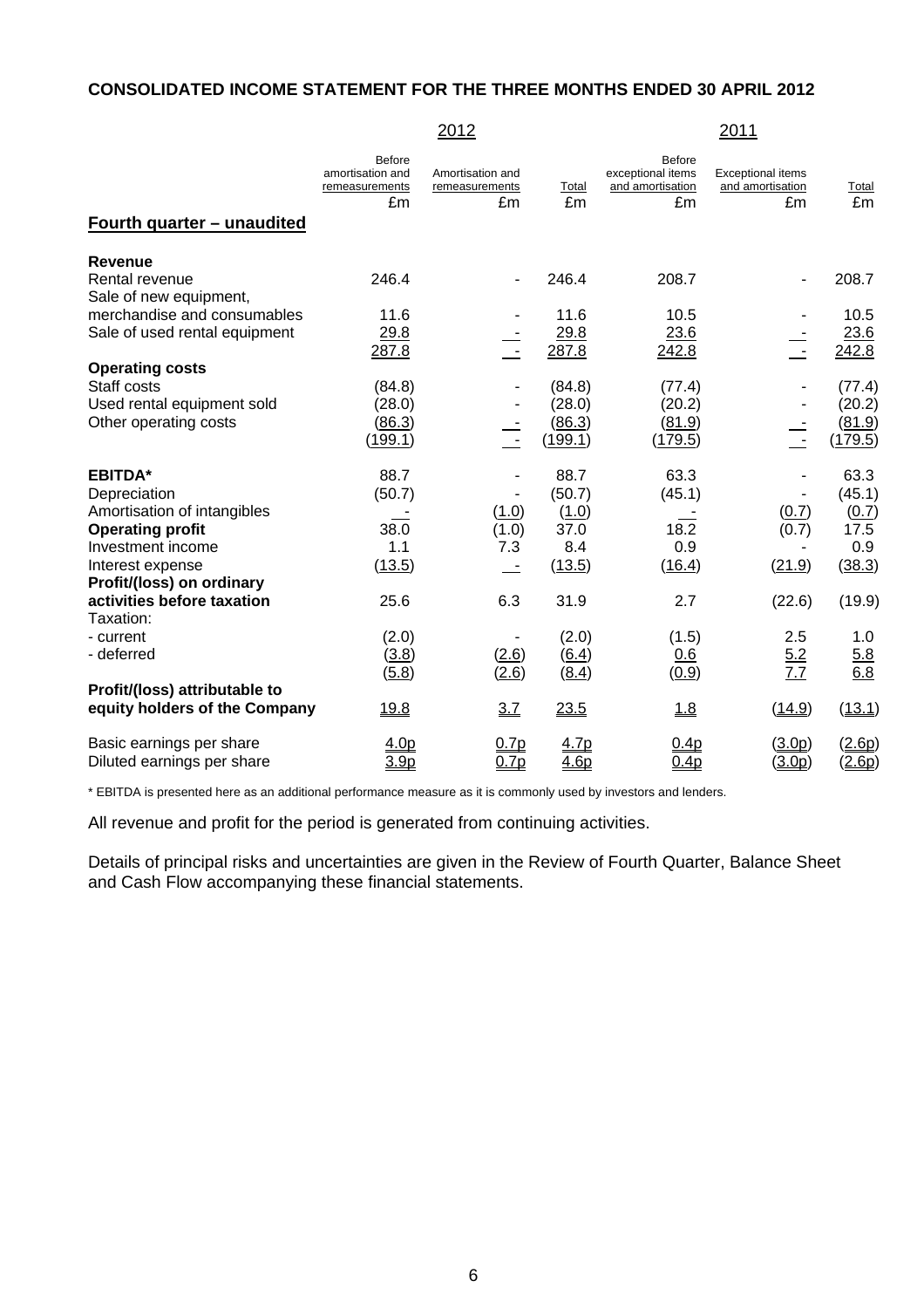## CONSOLIDATED INCOME STATEMENT FOR THE THREE MONTHS ENDED 30 APRIL 2012

| | 2012 | | | 2011 | | |
|---|---|---|---|---|---|---|
| | Before amortisation and remeasurements £m | Amortisation and remeasurements £m | Total £m | Before exceptional items and amortisation £m | Exceptional items and amortisation £m | Total £m |
| **Fourth quarter – unaudited** | | | | | | |
| **Revenue** | | | | | | |
| Rental revenue | 246.4 | - | 246.4 | 208.7 | - | 208.7 |
| Sale of new equipment, merchandise and consumables | 11.6 | - | 11.6 | 10.5 | - | 10.5 |
| Sale of used rental equipment | 29.8 | - | 29.8 | 23.6 | - | 23.6 |
| | 287.8 | - | 287.8 | 242.8 | - | 242.8 |
| **Operating costs** | | | | | | |
| Staff costs | (84.8) | - | (84.8) | (77.4) | - | (77.4) |
| Used rental equipment sold | (28.0) | - | (28.0) | (20.2) | - | (20.2) |
| Other operating costs | (86.3) | - | (86.3) | (81.9) | - | (81.9) |
| | (199.1) | - | (199.1) | (179.5) | - | (179.5) |
| **EBITDA*** | 88.7 | - | 88.7 | 63.3 | - | 63.3 |
| Depreciation | (50.7) | - | (50.7) | (45.1) | - | (45.1) |
| Amortisation of intangibles | - | (1.0) | (1.0) | - | (0.7) | (0.7) |
| **Operating profit** | 38.0 | (1.0) | 37.0 | 18.2 | (0.7) | 17.5 |
| Investment income | 1.1 | 7.3 | 8.4 | 0.9 | - | 0.9 |
| Interest expense | (13.5) | - | (13.5) | (16.4) | (21.9) | (38.3) |
| **Profit/(loss) on ordinary activities before taxation** | 25.6 | 6.3 | 31.9 | 2.7 | (22.6) | (19.9) |
| Taxation: | | | | | | |
| - current | (2.0) | - | (2.0) | (1.5) | 2.5 | 1.0 |
| - deferred | (3.8) | (2.6) | (6.4) | 0.6 | 5.2 | 5.8 |
| | (5.8) | (2.6) | (8.4) | (0.9) | 7.7 | 6.8 |
| **Profit/(loss) attributable to equity holders of the Company** | 19.8 | 3.7 | 23.5 | 1.8 | (14.9) | (13.1) |
| Basic earnings per share | 4.0p | 0.7p | 4.7p | 0.4p | (3.0p) | (2.6p) |
| Diluted earnings per share | 3.9p | 0.7p | 4.6p | 0.4p | (3.0p) | (2.6p) |

* EBITDA is presented here as an additional performance measure as it is commonly used by investors and lenders.

All revenue and profit for the period is generated from continuing activities.

Details of principal risks and uncertainties are given in the Review of Fourth Quarter, Balance Sheet and Cash Flow accompanying these financial statements.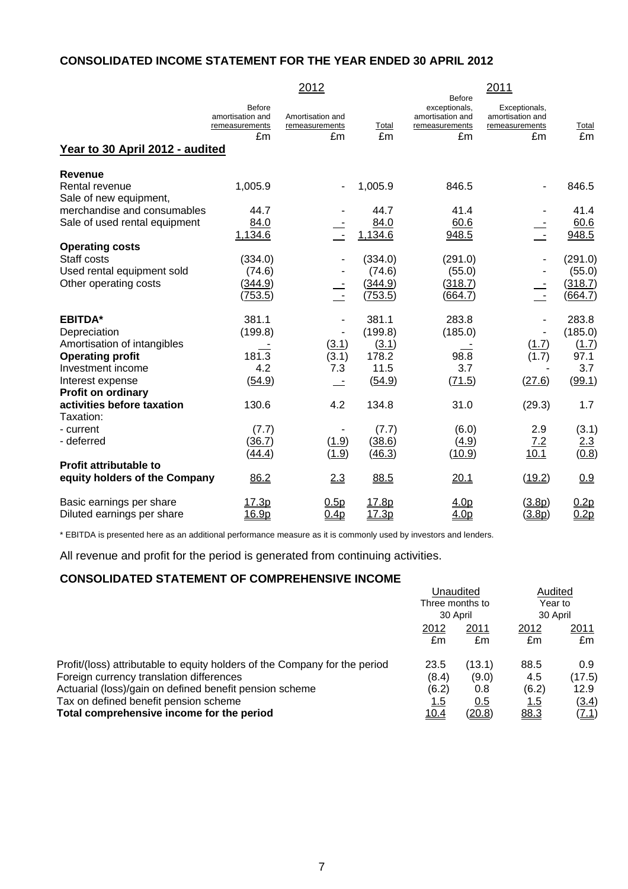## CONSOLIDATED INCOME STATEMENT FOR THE YEAR ENDED 30 APRIL 2012

| | 2012 | | | 2011 | | |
|---|---|---|---|---|---|---|
| | Before amortisation and remeasurements | Amortisation and remeasurements | Total | Before exceptionals, amortisation and remeasurements | Exceptionals, amortisation and remeasurements | Total |
| | £m | £m | £m | £m | £m | £m |
| **Year to 30 April 2012 - audited** | | | | | | |
| **Revenue** | | | | | | |
| Rental revenue | 1,005.9 | - | 1,005.9 | 846.5 | - | 846.5 |
| Sale of new equipment, merchandise and consumables | 44.7 | - | 44.7 | 41.4 | - | 41.4 |
| Sale of used rental equipment | 84.0 | - | 84.0 | 60.6 | - | 60.6 |
| | 1,134.6 | - | 1,134.6 | 948.5 | - | 948.5 |
| **Operating costs** | | | | | | |
| Staff costs | (334.0) | - | (334.0) | (291.0) | - | (291.0) |
| Used rental equipment sold | (74.6) | - | (74.6) | (55.0) | - | (55.0) |
| Other operating costs | (344.9) | - | (344.9) | (318.7) | - | (318.7) |
| | (753.5) | - | (753.5) | (664.7) | - | (664.7) |
| **EBITDA*** | 381.1 | - | 381.1 | 283.8 | - | 283.8 |
| Depreciation | (199.8) | - | (199.8) | (185.0) | - | (185.0) |
| Amortisation of intangibles | - | (3.1) | (3.1) | - | (1.7) | (1.7) |
| **Operating profit** | 181.3 | (3.1) | 178.2 | 98.8 | (1.7) | 97.1 |
| Investment income | 4.2 | 7.3 | 11.5 | 3.7 | - | 3.7 |
| Interest expense | (54.9) | - | (54.9) | (71.5) | (27.6) | (99.1) |
| **Profit on ordinary activities before taxation** | 130.6 | 4.2 | 134.8 | 31.0 | (29.3) | 1.7 |
| Taxation: | | | | | | |
| - current | (7.7) | - | (7.7) | (6.0) | 2.9 | (3.1) |
| - deferred | (36.7) | (1.9) | (38.6) | (4.9) | 7.2 | 2.3 |
| | (44.4) | (1.9) | (46.3) | (10.9) | 10.1 | (0.8) |
| **Profit attributable to equity holders of the Company** | 86.2 | 2.3 | 88.5 | 20.1 | (19.2) | 0.9 |
| Basic earnings per share | 17.3p | 0.5p | 17.8p | 4.0p | (3.8p) | 0.2p |
| Diluted earnings per share | 16.9p | 0.4p | 17.3p | 4.0p | (3.8p) | 0.2p |

* EBITDA is presented here as an additional performance measure as it is commonly used by investors and lenders.

All revenue and profit for the period is generated from continuing activities.

## CONSOLIDATED STATEMENT OF COMPREHENSIVE INCOME

| | Unaudited Three months to 30 April | | Audited Year to 30 April | |
|---|---|---|---|---|
| | 2012 | 2011 | 2012 | 2011 |
| | £m | £m | £m | £m |
| Profit/(loss) attributable to equity holders of the Company for the period | 23.5 | (13.1) | 88.5 | 0.9 |
| Foreign currency translation differences | (8.4) | (9.0) | 4.5 | (17.5) |
| Actuarial (loss)/gain on defined benefit pension scheme | (6.2) | 0.8 | (6.2) | 12.9 |
| Tax on defined benefit pension scheme | 1.5 | 0.5 | 1.5 | (3.4) |
| **Total comprehensive income for the period** | 10.4 | (20.8) | 88.3 | (7.1) |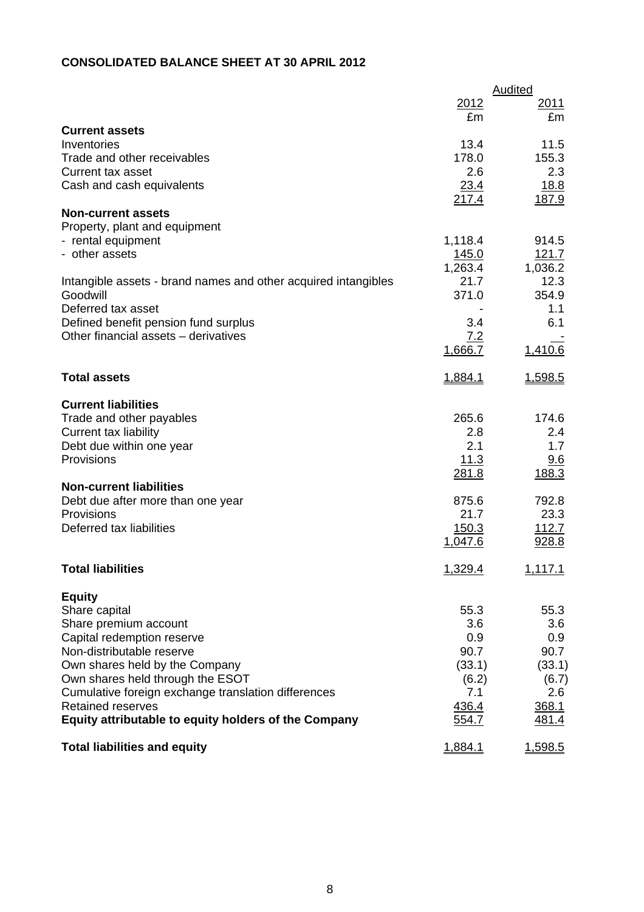**CONSOLIDATED BALANCE SHEET AT 30 APRIL 2012**

| | Audited | |
|---|---|---|
| | 2012 | 2011 |
| | £m | £m |
| **Current assets** | | |
| Inventories | 13.4 | 11.5 |
| Trade and other receivables | 178.0 | 155.3 |
| Current tax asset | 2.6 | 2.3 |
| Cash and cash equivalents | 23.4 | 18.8 |
| | 217.4 | 187.9 |
| **Non-current assets** | | |
| Property, plant and equipment | | |
| - rental equipment | 1,118.4 | 914.5 |
| - other assets | 145.0 | 121.7 |
| | 1,263.4 | 1,036.2 |
| Intangible assets - brand names and other acquired intangibles | 21.7 | 12.3 |
| Goodwill | 371.0 | 354.9 |
| Deferred tax asset | - | 1.1 |
| Defined benefit pension fund surplus | 3.4 | 6.1 |
| Other financial assets – derivatives | 7.2 | - |
| | 1,666.7 | 1,410.6 |
| **Total assets** | 1,884.1 | 1,598.5 |
| **Current liabilities** | | |
| Trade and other payables | 265.6 | 174.6 |
| Current tax liability | 2.8 | 2.4 |
| Debt due within one year | 2.1 | 1.7 |
| Provisions | 11.3 | 9.6 |
| | 281.8 | 188.3 |
| **Non-current liabilities** | | |
| Debt due after more than one year | 875.6 | 792.8 |
| Provisions | 21.7 | 23.3 |
| Deferred tax liabilities | 150.3 | 112.7 |
| | 1,047.6 | 928.8 |
| **Total liabilities** | 1,329.4 | 1,117.1 |
| **Equity** | | |
| Share capital | 55.3 | 55.3 |
| Share premium account | 3.6 | 3.6 |
| Capital redemption reserve | 0.9 | 0.9 |
| Non-distributable reserve | 90.7 | 90.7 |
| Own shares held by the Company | (33.1) | (33.1) |
| Own shares held through the ESOT | (6.2) | (6.7) |
| Cumulative foreign exchange translation differences | 7.1 | 2.6 |
| Retained reserves | 436.4 | 368.1 |
| **Equity attributable to equity holders of the Company** | 554.7 | 481.4 |
| **Total liabilities and equity** | 1,884.1 | 1,598.5 |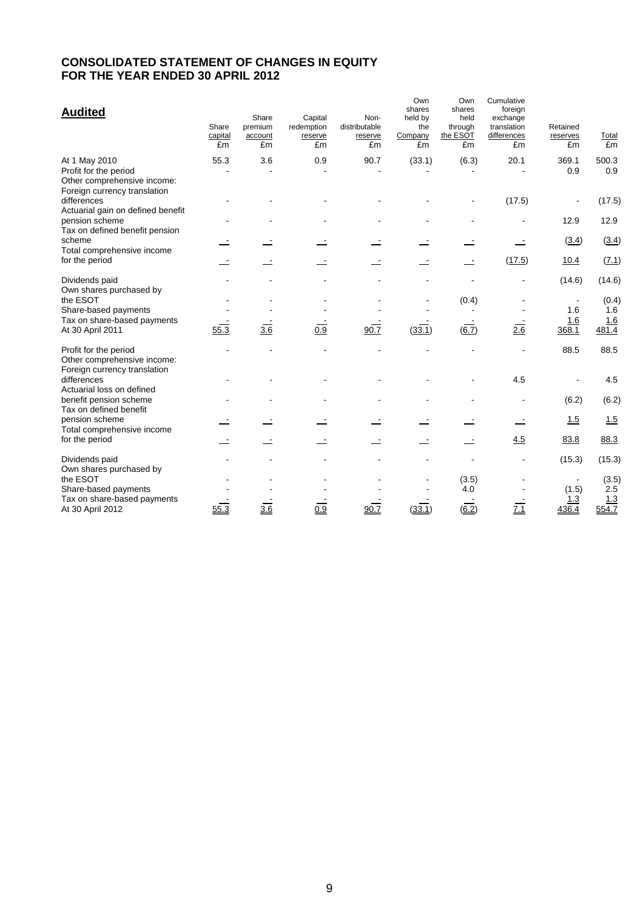# CONSOLIDATED STATEMENT OF CHANGES IN EQUITY
# FOR THE YEAR ENDED 30 APRIL 2012

**Audited**

| | Share capital £m | Share premium account £m | Capital redemption reserve £m | Non-distributable reserve £m | Own shares held by the Company £m | Own shares held through the ESOT £m | Cumulative foreign exchange translation differences £m | Retained reserves £m | Total £m |
|---|---|---|---|---|---|---|---|---|---|
| At 1 May 2010 | 55.3 | 3.6 | 0.9 | 90.7 | (33.1) | (6.3) | 20.1 | 369.1 | 500.3 |
| Profit for the period | - | - | - | - | - | - | - | 0.9 | 0.9 |
| Other comprehensive income: | | | | | | | | | |
| Foreign currency translation differences | - | - | - | - | - | - | (17.5) | - | (17.5) |
| Actuarial gain on defined benefit pension scheme | - | - | - | - | - | - | - | 12.9 | 12.9 |
| Tax on defined benefit pension scheme | - | - | - | - | - | - | - | (3.4) | (3.4) |
| Total comprehensive income for the period | - | - | - | - | - | - | (17.5) | 10.4 | (7.1) |
| Dividends paid | - | - | - | - | - | - | - | (14.6) | (14.6) |
| Own shares purchased by the ESOT | - | - | - | - | - | (0.4) | - | - | (0.4) |
| Share-based payments | - | - | - | - | - | - | - | 1.6 | 1.6 |
| Tax on share-based payments | - | - | - | - | - | - | - | 1.6 | 1.6 |
| At 30 April 2011 | 55.3 | 3.6 | 0.9 | 90.7 | (33.1) | (6.7) | 2.6 | 368.1 | 481.4 |
| Profit for the period | - | - | - | - | - | - | - | 88.5 | 88.5 |
| Other comprehensive income: | | | | | | | | | |
| Foreign currency translation differences | - | - | - | - | - | - | 4.5 | - | 4.5 |
| Actuarial loss on defined benefit pension scheme | - | - | - | - | - | - | - | (6.2) | (6.2) |
| Tax on defined benefit pension scheme | - | - | - | - | - | - | - | 1.5 | 1.5 |
| Total comprehensive income for the period | - | - | - | - | - | - | 4.5 | 83.8 | 88.3 |
| Dividends paid | - | - | - | - | - | - | - | (15.3) | (15.3) |
| Own shares purchased by the ESOT | - | - | - | - | - | (3.5) | - | - | (3.5) |
| Share-based payments | - | - | - | - | - | 4.0 | - | (1.5) | 2.5 |
| Tax on share-based payments | - | - | - | - | - | - | - | 1.3 | 1.3 |
| At 30 April 2012 | 55.3 | 3.6 | 0.9 | 90.7 | (33.1) | (6.2) | 7.1 | 436.4 | 554.7 |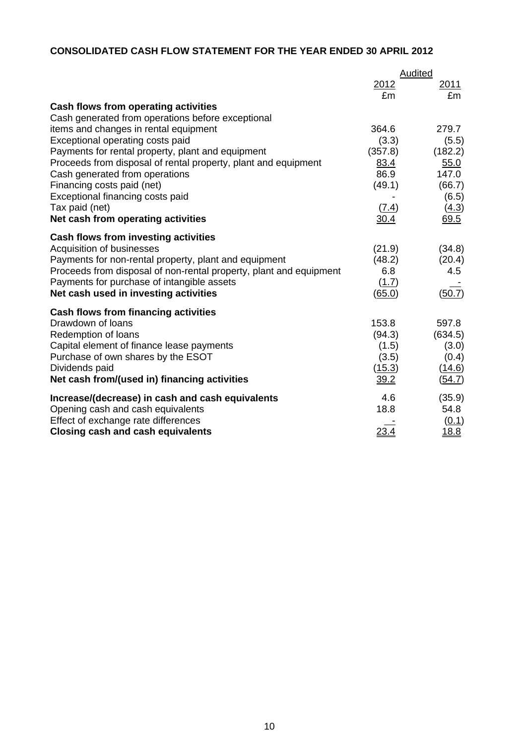## CONSOLIDATED CASH FLOW STATEMENT FOR THE YEAR ENDED 30 APRIL 2012

| | Audited | |
|---|---|---|
| | 2012 | 2011 |
| | £m | £m |
| **Cash flows from operating activities** | | |
| Cash generated from operations before exceptional items and changes in rental equipment | 364.6 | 279.7 |
| Exceptional operating costs paid | (3.3) | (5.5) |
| Payments for rental property, plant and equipment | (357.8) | (182.2) |
| Proceeds from disposal of rental property, plant and equipment | 83.4 | 55.0 |
| Cash generated from operations | 86.9 | 147.0 |
| Financing costs paid (net) | (49.1) | (66.7) |
| Exceptional financing costs paid | - | (6.5) |
| Tax paid (net) | (7.4) | (4.3) |
| **Net cash from operating activities** | 30.4 | 69.5 |
| **Cash flows from investing activities** | | |
| Acquisition of businesses | (21.9) | (34.8) |
| Payments for non-rental property, plant and equipment | (48.2) | (20.4) |
| Proceeds from disposal of non-rental property, plant and equipment | 6.8 | 4.5 |
| Payments for purchase of intangible assets | (1.7) | - |
| **Net cash used in investing activities** | (65.0) | (50.7) |
| **Cash flows from financing activities** | | |
| Drawdown of loans | 153.8 | 597.8 |
| Redemption of loans | (94.3) | (634.5) |
| Capital element of finance lease payments | (1.5) | (3.0) |
| Purchase of own shares by the ESOT | (3.5) | (0.4) |
| Dividends paid | (15.3) | (14.6) |
| **Net cash from/(used in) financing activities** | 39.2 | (54.7) |
| **Increase/(decrease) in cash and cash equivalents** | 4.6 | (35.9) |
| Opening cash and cash equivalents | 18.8 | 54.8 |
| Effect of exchange rate differences | - | (0.1) |
| **Closing cash and cash equivalents** | 23.4 | 18.8 |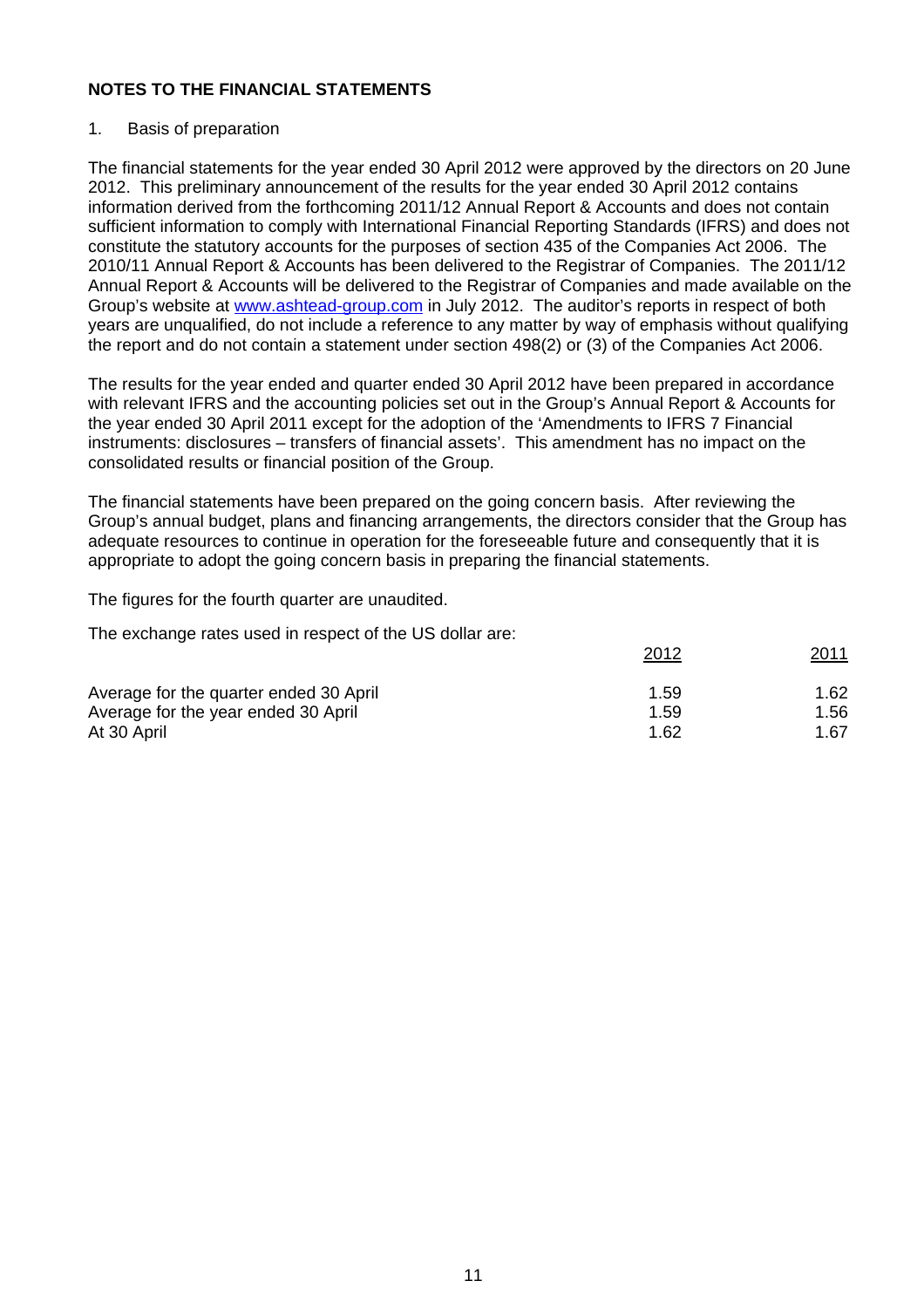## NOTES TO THE FINANCIAL STATEMENTS

1. Basis of preparation

The financial statements for the year ended 30 April 2012 were approved by the directors on 20 June 2012. This preliminary announcement of the results for the year ended 30 April 2012 contains information derived from the forthcoming 2011/12 Annual Report & Accounts and does not contain sufficient information to comply with International Financial Reporting Standards (IFRS) and does not constitute the statutory accounts for the purposes of section 435 of the Companies Act 2006. The 2010/11 Annual Report & Accounts has been delivered to the Registrar of Companies. The 2011/12 Annual Report & Accounts will be delivered to the Registrar of Companies and made available on the Group's website at www.ashtead-group.com in July 2012. The auditor's reports in respect of both years are unqualified, do not include a reference to any matter by way of emphasis without qualifying the report and do not contain a statement under section 498(2) or (3) of the Companies Act 2006.

The results for the year ended and quarter ended 30 April 2012 have been prepared in accordance with relevant IFRS and the accounting policies set out in the Group's Annual Report & Accounts for the year ended 30 April 2011 except for the adoption of the 'Amendments to IFRS 7 Financial instruments: disclosures – transfers of financial assets'. This amendment has no impact on the consolidated results or financial position of the Group.

The financial statements have been prepared on the going concern basis. After reviewing the Group's annual budget, plans and financing arrangements, the directors consider that the Group has adequate resources to continue in operation for the foreseeable future and consequently that it is appropriate to adopt the going concern basis in preparing the financial statements.

The figures for the fourth quarter are unaudited.

The exchange rates used in respect of the US dollar are:

| | 2012 | 2011 |
|---|---|---|
| Average for the quarter ended 30 April | 1.59 | 1.62 |
| Average for the year ended 30 April | 1.59 | 1.56 |
| At 30 April | 1.62 | 1.67 |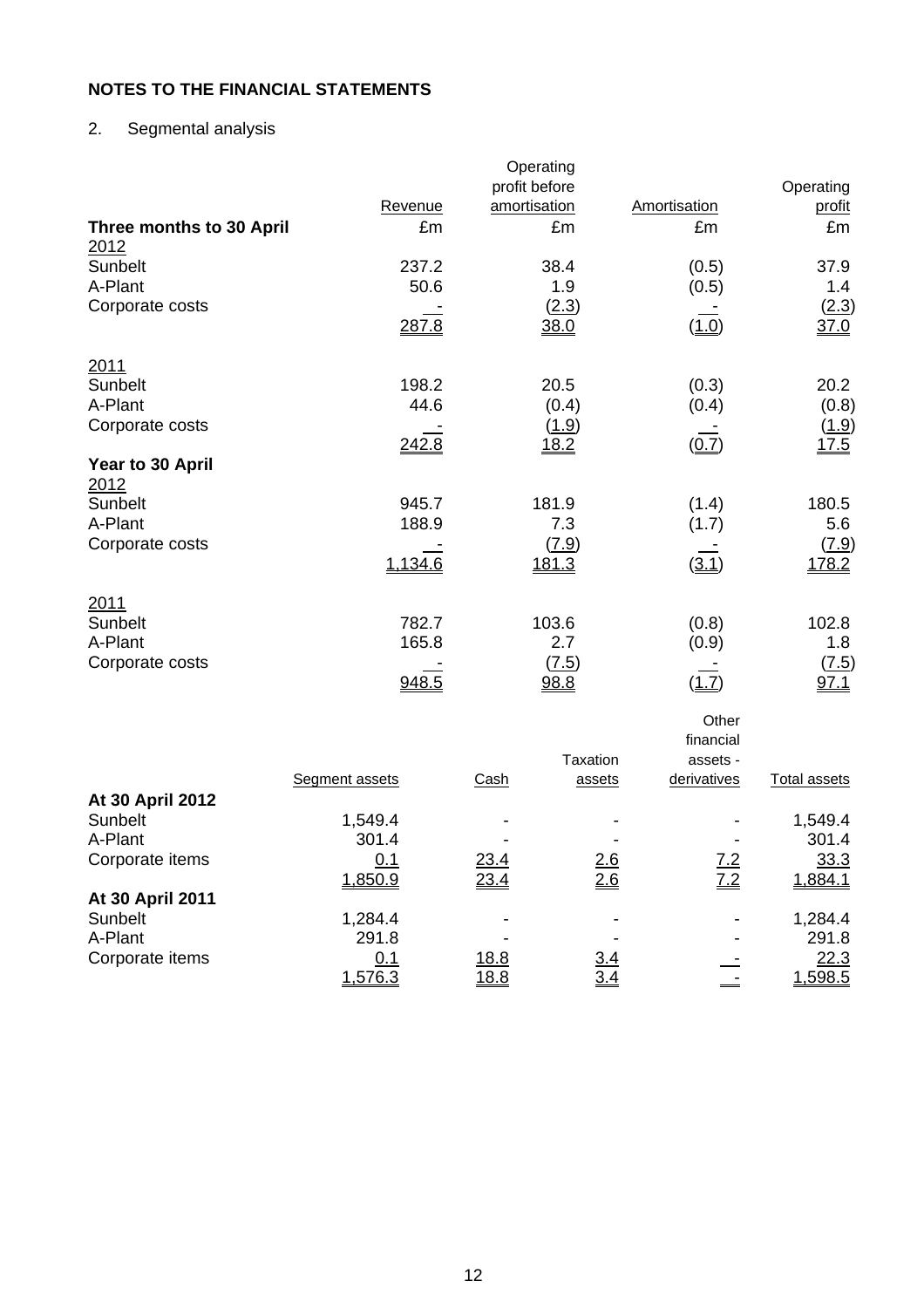## NOTES TO THE FINANCIAL STATEMENTS

2. Segmental analysis

| | Revenue | Operating profit before amortisation | Amortisation | Operating profit |
|---|---|---|---|---|
| **Three months to 30 April** | £m | £m | £m | £m |
| 2012 | | | | |
| Sunbelt | 237.2 | 38.4 | (0.5) | 37.9 |
| A-Plant | 50.6 | 1.9 | (0.5) | 1.4 |
| Corporate costs | - | (2.3) | - | (2.3) |
| | 287.8 | 38.0 | (1.0) | 37.0 |
| 2011 | | | | |
| Sunbelt | 198.2 | 20.5 | (0.3) | 20.2 |
| A-Plant | 44.6 | (0.4) | (0.4) | (0.8) |
| Corporate costs | - | (1.9) | - | (1.9) |
| | 242.8 | 18.2 | (0.7) | 17.5 |
| **Year to 30 April** | | | | |
| 2012 | | | | |
| Sunbelt | 945.7 | 181.9 | (1.4) | 180.5 |
| A-Plant | 188.9 | 7.3 | (1.7) | 5.6 |
| Corporate costs | - | (7.9) | - | (7.9) |
| | 1,134.6 | 181.3 | (3.1) | 178.2 |
| 2011 | | | | |
| Sunbelt | 782.7 | 103.6 | (0.8) | 102.8 |
| A-Plant | 165.8 | 2.7 | (0.9) | 1.8 |
| Corporate costs | - | (7.5) | - | (7.5) |
| | 948.5 | 98.8 | (1.7) | 97.1 |

| | Segment assets | Cash | Taxation assets | Other financial assets - derivatives | Total assets |
|---|---|---|---|---|---|
| **At 30 April 2012** | | | | | |
| Sunbelt | 1,549.4 | - | - | - | 1,549.4 |
| A-Plant | 301.4 | - | - | - | 301.4 |
| Corporate items | 0.1 | 23.4 | 2.6 | 7.2 | 33.3 |
| | 1,850.9 | 23.4 | 2.6 | 7.2 | 1,884.1 |
| **At 30 April 2011** | | | | | |
| Sunbelt | 1,284.4 | - | - | - | 1,284.4 |
| A-Plant | 291.8 | - | - | - | 291.8 |
| Corporate items | 0.1 | 18.8 | 3.4 | - | 22.3 |
| | 1,576.3 | 18.8 | 3.4 | - | 1,598.5 |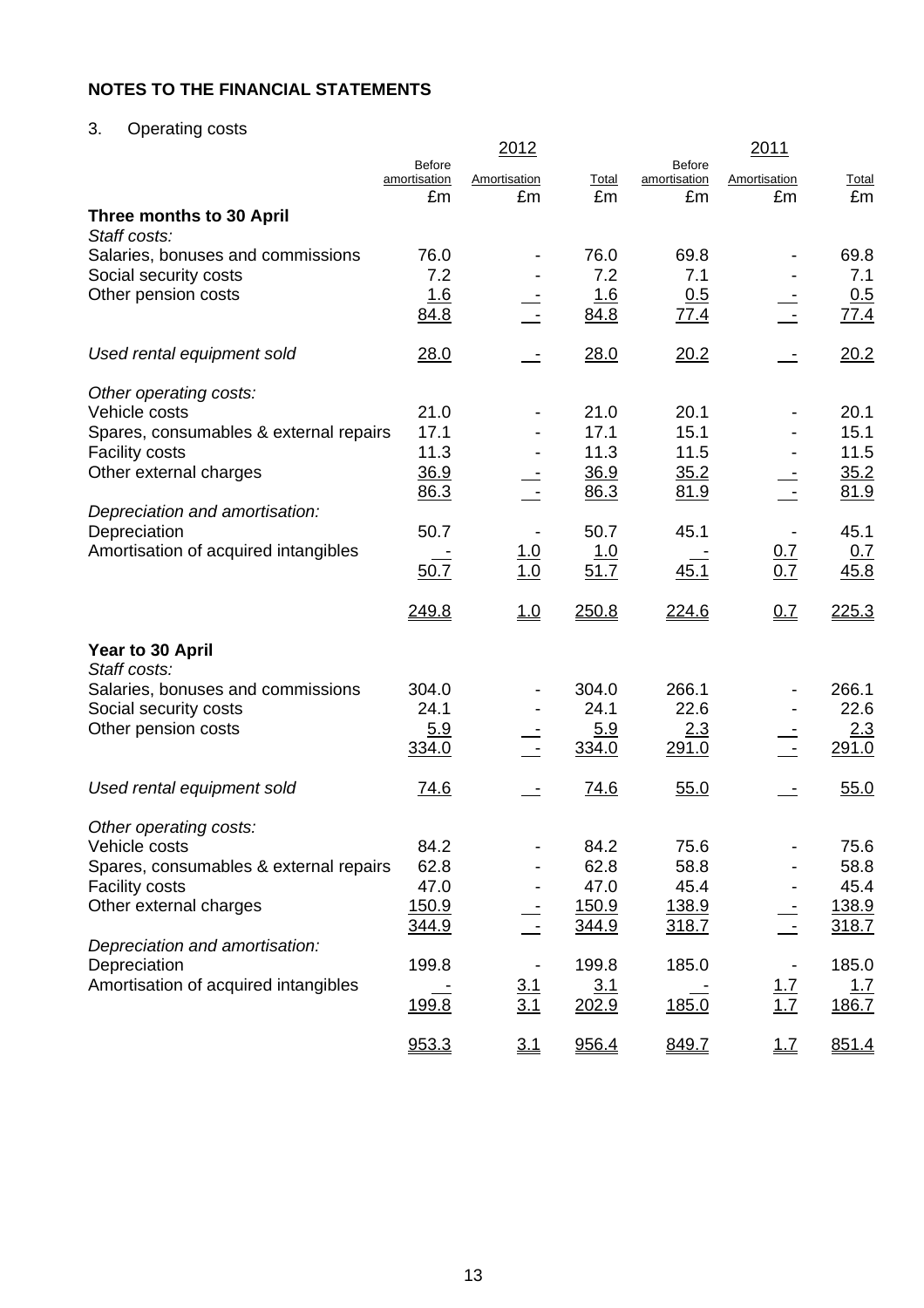## NOTES TO THE FINANCIAL STATEMENTS

3. Operating costs

| | 2012 | | | 2011 | | |
|---|---|---|---|---|---|---|
| | Before amortisation £m | Amortisation £m | Total £m | Before amortisation £m | Amortisation £m | Total £m |
| **Three months to 30 April** | | | | | | |
| *Staff costs:* | | | | | | |
| Salaries, bonuses and commissions | 76.0 | - | 76.0 | 69.8 | - | 69.8 |
| Social security costs | 7.2 | - | 7.2 | 7.1 | - | 7.1 |
| Other pension costs | 1.6 | - | 1.6 | 0.5 | - | 0.5 |
| | 84.8 | - | 84.8 | 77.4 | - | 77.4 |
| *Used rental equipment sold* | 28.0 | - | 28.0 | 20.2 | - | 20.2 |
| *Other operating costs:* | | | | | | |
| Vehicle costs | 21.0 | - | 21.0 | 20.1 | - | 20.1 |
| Spares, consumables & external repairs | 17.1 | - | 17.1 | 15.1 | - | 15.1 |
| Facility costs | 11.3 | - | 11.3 | 11.5 | - | 11.5 |
| Other external charges | 36.9 | - | 36.9 | 35.2 | - | 35.2 |
| | 86.3 | - | 86.3 | 81.9 | - | 81.9 |
| *Depreciation and amortisation:* | | | | | | |
| Depreciation | 50.7 | - | 50.7 | 45.1 | - | 45.1 |
| Amortisation of acquired intangibles | - | 1.0 | 1.0 | - | 0.7 | 0.7 |
| | 50.7 | 1.0 | 51.7 | 45.1 | 0.7 | 45.8 |
| | 249.8 | 1.0 | 250.8 | 224.6 | 0.7 | 225.3 |
| **Year to 30 April** | | | | | | |
| *Staff costs:* | | | | | | |
| Salaries, bonuses and commissions | 304.0 | - | 304.0 | 266.1 | - | 266.1 |
| Social security costs | 24.1 | - | 24.1 | 22.6 | - | 22.6 |
| Other pension costs | 5.9 | - | 5.9 | 2.3 | - | 2.3 |
| | 334.0 | - | 334.0 | 291.0 | - | 291.0 |
| *Used rental equipment sold* | 74.6 | - | 74.6 | 55.0 | - | 55.0 |
| *Other operating costs:* | | | | | | |
| Vehicle costs | 84.2 | - | 84.2 | 75.6 | - | 75.6 |
| Spares, consumables & external repairs | 62.8 | - | 62.8 | 58.8 | - | 58.8 |
| Facility costs | 47.0 | - | 47.0 | 45.4 | - | 45.4 |
| Other external charges | 150.9 | - | 150.9 | 138.9 | - | 138.9 |
| | 344.9 | - | 344.9 | 318.7 | - | 318.7 |
| *Depreciation and amortisation:* | | | | | | |
| Depreciation | 199.8 | - | 199.8 | 185.0 | - | 185.0 |
| Amortisation of acquired intangibles | - | 3.1 | 3.1 | - | 1.7 | 1.7 |
| | 199.8 | 3.1 | 202.9 | 185.0 | 1.7 | 186.7 |
| | 953.3 | 3.1 | 956.4 | 849.7 | 1.7 | 851.4 |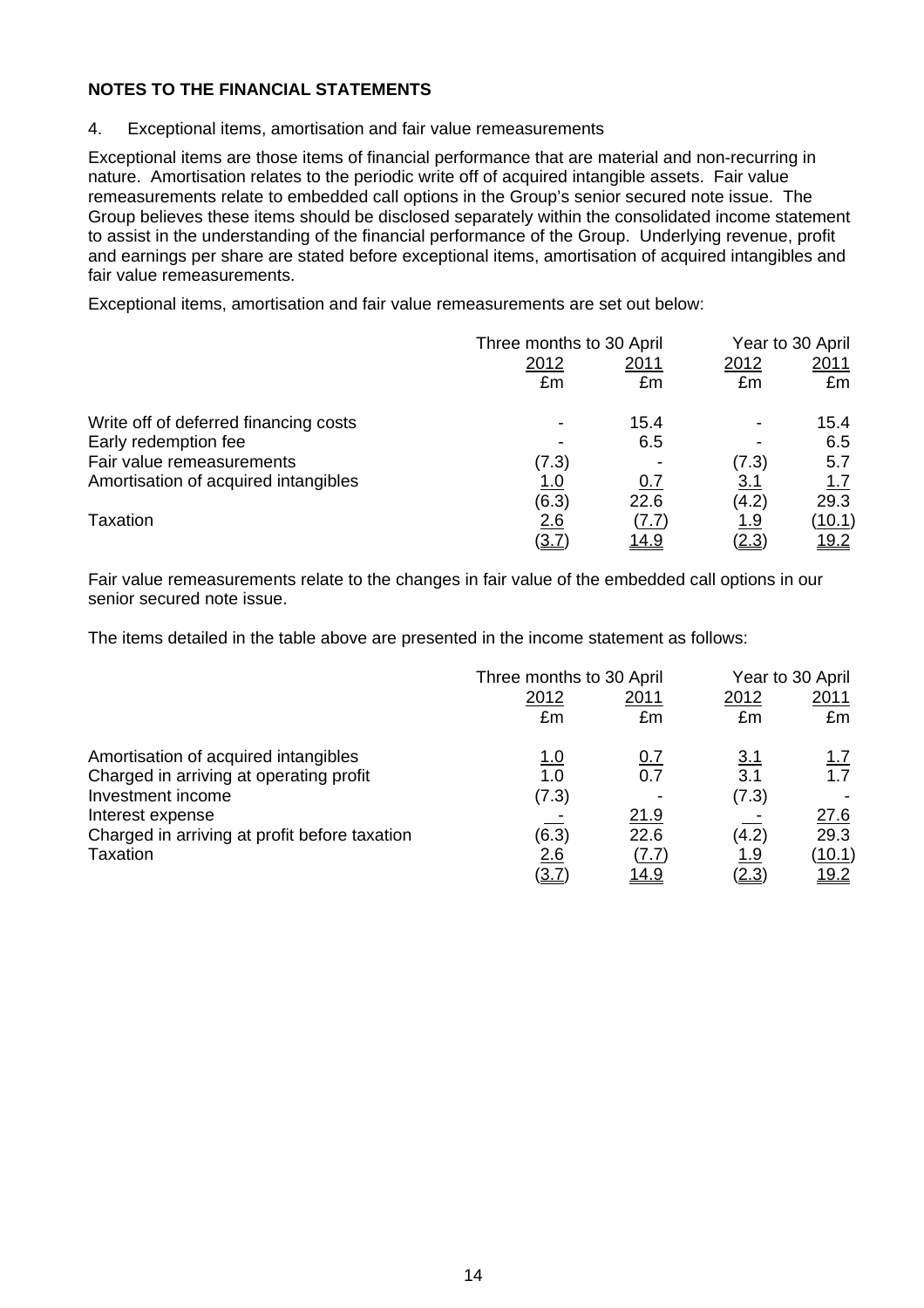**NOTES TO THE FINANCIAL STATEMENTS**

4. Exceptional items, amortisation and fair value remeasurements

Exceptional items are those items of financial performance that are material and non-recurring in nature. Amortisation relates to the periodic write off of acquired intangible assets. Fair value remeasurements relate to embedded call options in the Group's senior secured note issue. The Group believes these items should be disclosed separately within the consolidated income statement to assist in the understanding of the financial performance of the Group. Underlying revenue, profit and earnings per share are stated before exceptional items, amortisation of acquired intangibles and fair value remeasurements.

Exceptional items, amortisation and fair value remeasurements are set out below:

| | Three months to 30 April | | Year to 30 April | |
|---|---|---|---|---|
| | 2012 | 2011 | 2012 | 2011 |
| | £m | £m | £m | £m |
| Write off of deferred financing costs | - | 15.4 | - | 15.4 |
| Early redemption fee | - | 6.5 | - | 6.5 |
| Fair value remeasurements | (7.3) | - | (7.3) | 5.7 |
| Amortisation of acquired intangibles | 1.0 | 0.7 | 3.1 | 1.7 |
| | (6.3) | 22.6 | (4.2) | 29.3 |
| Taxation | 2.6 | (7.7) | 1.9 | (10.1) |
| | (3.7) | 14.9 | (2.3) | 19.2 |

Fair value remeasurements relate to the changes in fair value of the embedded call options in our senior secured note issue.

The items detailed in the table above are presented in the income statement as follows:

| | Three months to 30 April | | Year to 30 April | |
|---|---|---|---|---|
| | 2012 | 2011 | 2012 | 2011 |
| | £m | £m | £m | £m |
| Amortisation of acquired intangibles | 1.0 | 0.7 | 3.1 | 1.7 |
| Charged in arriving at operating profit | 1.0 | 0.7 | 3.1 | 1.7 |
| Investment income | (7.3) | - | (7.3) | - |
| Interest expense | - | 21.9 | - | 27.6 |
| Charged in arriving at profit before taxation | (6.3) | 22.6 | (4.2) | 29.3 |
| Taxation | 2.6 | (7.7) | 1.9 | (10.1) |
| | (3.7) | 14.9 | (2.3) | 19.2 |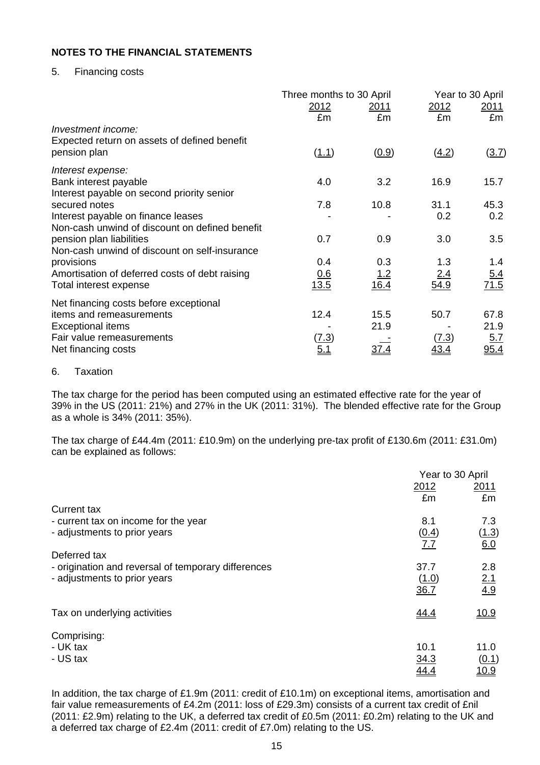## NOTES TO THE FINANCIAL STATEMENTS

5. Financing costs

| | Three months to 30 April | | Year to 30 April | |
|---|---|---|---|---|
| | 2012 | 2011 | 2012 | 2011 |
| | £m | £m | £m | £m |
| *Investment income:* | | | | |
| Expected return on assets of defined benefit pension plan | (1.1) | (0.9) | (4.2) | (3.7) |
| *Interest expense:* | | | | |
| Bank interest payable | 4.0 | 3.2 | 16.9 | 15.7 |
| Interest payable on second priority senior secured notes | 7.8 | 10.8 | 31.1 | 45.3 |
| Interest payable on finance leases | - | - | 0.2 | 0.2 |
| Non-cash unwind of discount on defined benefit pension plan liabilities | 0.7 | 0.9 | 3.0 | 3.5 |
| Non-cash unwind of discount on self-insurance provisions | 0.4 | 0.3 | 1.3 | 1.4 |
| Amortisation of deferred costs of debt raising | 0.6 | 1.2 | 2.4 | 5.4 |
| Total interest expense | 13.5 | 16.4 | 54.9 | 71.5 |
| Net financing costs before exceptional items and remeasurements | 12.4 | 15.5 | 50.7 | 67.8 |
| Exceptional items | - | 21.9 | - | 21.9 |
| Fair value remeasurements | (7.3) | - | (7.3) | 5.7 |
| Net financing costs | 5.1 | 37.4 | 43.4 | 95.4 |

6. Taxation

The tax charge for the period has been computed using an estimated effective rate for the year of 39% in the US (2011: 21%) and 27% in the UK (2011: 31%). The blended effective rate for the Group as a whole is 34% (2011: 35%).

The tax charge of £44.4m (2011: £10.9m) on the underlying pre-tax profit of £130.6m (2011: £31.0m) can be explained as follows:

| | Year to 30 April | |
|---|---|---|
| | 2012 | 2011 |
| | £m | £m |
| Current tax | | |
| - current tax on income for the year | 8.1 | 7.3 |
| - adjustments to prior years | (0.4) | (1.3) |
| | 7.7 | 6.0 |
| Deferred tax | | |
| - origination and reversal of temporary differences | 37.7 | 2.8 |
| - adjustments to prior years | (1.0) | 2.1 |
| | 36.7 | 4.9 |
| Tax on underlying activities | 44.4 | 10.9 |
| Comprising: | | |
| - UK tax | 10.1 | 11.0 |
| - US tax | 34.3 | (0.1) |
| | 44.4 | 10.9 |

In addition, the tax charge of £1.9m (2011: credit of £10.1m) on exceptional items, amortisation and fair value remeasurements of £4.2m (2011: loss of £29.3m) consists of a current tax credit of £nil (2011: £2.9m) relating to the UK, a deferred tax credit of £0.5m (2011: £0.2m) relating to the UK and a deferred tax charge of £2.4m (2011: credit of £7.0m) relating to the US.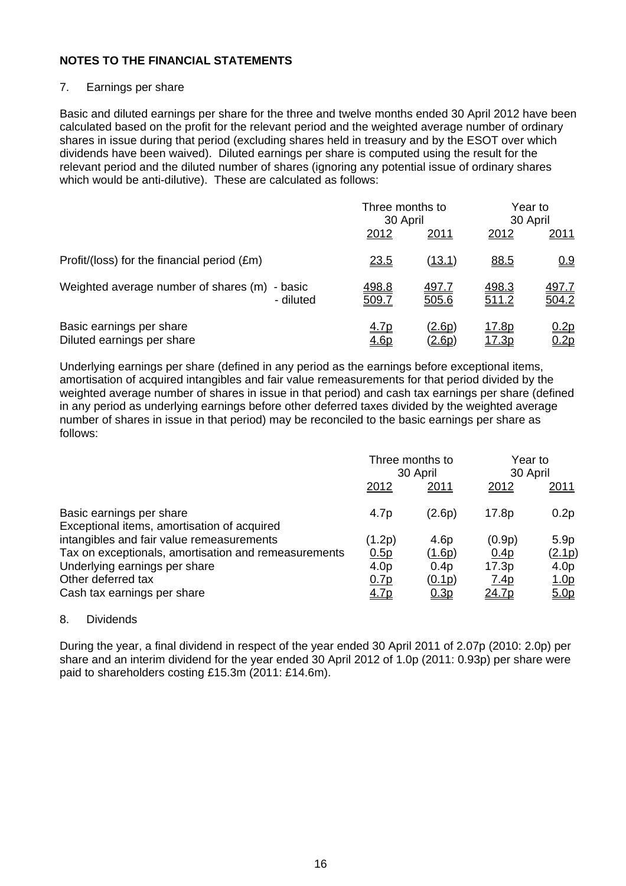**NOTES TO THE FINANCIAL STATEMENTS**

7. Earnings per share

Basic and diluted earnings per share for the three and twelve months ended 30 April 2012 have been calculated based on the profit for the relevant period and the weighted average number of ordinary shares in issue during that period (excluding shares held in treasury and by the ESOT over which dividends have been waived). Diluted earnings per share is computed using the result for the relevant period and the diluted number of shares (ignoring any potential issue of ordinary shares which would be anti-dilutive). These are calculated as follows:

| | Three months to 30 April | | Year to 30 April | |
|---|---|---|---|---|
| | 2012 | 2011 | 2012 | 2011 |
| Profit/(loss) for the financial period (£m) | 23.5 | (13.1) | 88.5 | 0.9 |
| Weighted average number of shares (m) - basic | 498.8 | 497.7 | 498.3 | 497.7 |
| - diluted | 509.7 | 505.6 | 511.2 | 504.2 |
| Basic earnings per share | 4.7p | (2.6p) | 17.8p | 0.2p |
| Diluted earnings per share | 4.6p | (2.6p) | 17.3p | 0.2p |

Underlying earnings per share (defined in any period as the earnings before exceptional items, amortisation of acquired intangibles and fair value remeasurements for that period divided by the weighted average number of shares in issue in that period) and cash tax earnings per share (defined in any period as underlying earnings before other deferred taxes divided by the weighted average number of shares in issue in that period) may be reconciled to the basic earnings per share as follows:

| | Three months to 30 April | | Year to 30 April | |
|---|---|---|---|---|
| | 2012 | 2011 | 2012 | 2011 |
| Basic earnings per share | 4.7p | (2.6p) | 17.8p | 0.2p |
| Exceptional items, amortisation of acquired intangibles and fair value remeasurements | (1.2p) | 4.6p | (0.9p) | 5.9p |
| Tax on exceptionals, amortisation and remeasurements | 0.5p | (1.6p) | 0.4p | (2.1p) |
| Underlying earnings per share | 4.0p | 0.4p | 17.3p | 4.0p |
| Other deferred tax | 0.7p | (0.1p) | 7.4p | 1.0p |
| Cash tax earnings per share | 4.7p | 0.3p | 24.7p | 5.0p |

8. Dividends

During the year, a final dividend in respect of the year ended 30 April 2011 of 2.07p (2010: 2.0p) per share and an interim dividend for the year ended 30 April 2012 of 1.0p (2011: 0.93p) per share were paid to shareholders costing £15.3m (2011: £14.6m).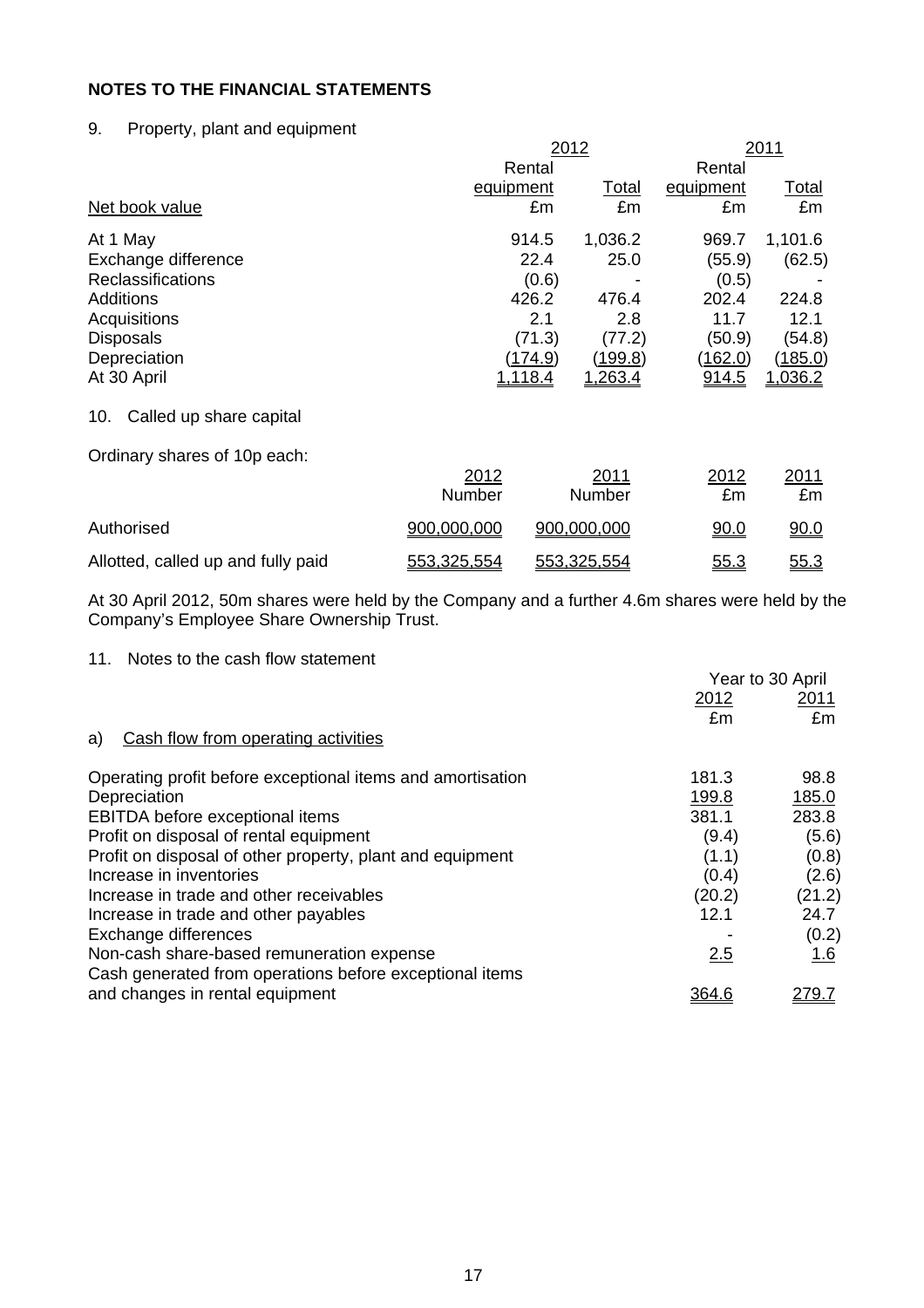## NOTES TO THE FINANCIAL STATEMENTS

9. Property, plant and equipment

| | 2012 | | 2011 | |
|---|---|---|---|---|
| | Rental equipment | Total | Rental equipment | Total |
| Net book value | £m | £m | £m | £m |
| At 1 May | 914.5 | 1,036.2 | 969.7 | 1,101.6 |
| Exchange difference | 22.4 | 25.0 | (55.9) | (62.5) |
| Reclassifications | (0.6) | - | (0.5) | - |
| Additions | 426.2 | 476.4 | 202.4 | 224.8 |
| Acquisitions | 2.1 | 2.8 | 11.7 | 12.1 |
| Disposals | (71.3) | (77.2) | (50.9) | (54.8) |
| Depreciation | (174.9) | (199.8) | (162.0) | (185.0) |
| At 30 April | 1,118.4 | 1,263.4 | 914.5 | 1,036.2 |

10. Called up share capital

Ordinary shares of 10p each:

| | 2012 Number | 2011 Number | 2012 £m | 2011 £m |
|---|---|---|---|---|
| Authorised | 900,000,000 | 900,000,000 | 90.0 | 90.0 |
| Allotted, called up and fully paid | 553,325,554 | 553,325,554 | 55.3 | 55.3 |

At 30 April 2012, 50m shares were held by the Company and a further 4.6m shares were held by the Company's Employee Share Ownership Trust.

11. Notes to the cash flow statement

| | Year to 30 April | |
|---|---|---|
| | 2012 | 2011 |
| | £m | £m |
| a) Cash flow from operating activities | | |
| Operating profit before exceptional items and amortisation | 181.3 | 98.8 |
| Depreciation | 199.8 | 185.0 |
| EBITDA before exceptional items | 381.1 | 283.8 |
| Profit on disposal of rental equipment | (9.4) | (5.6) |
| Profit on disposal of other property, plant and equipment | (1.1) | (0.8) |
| Increase in inventories | (0.4) | (2.6) |
| Increase in trade and other receivables | (20.2) | (21.2) |
| Increase in trade and other payables | 12.1 | 24.7 |
| Exchange differences | - | (0.2) |
| Non-cash share-based remuneration expense | 2.5 | 1.6 |
| Cash generated from operations before exceptional items and changes in rental equipment | 364.6 | 279.7 |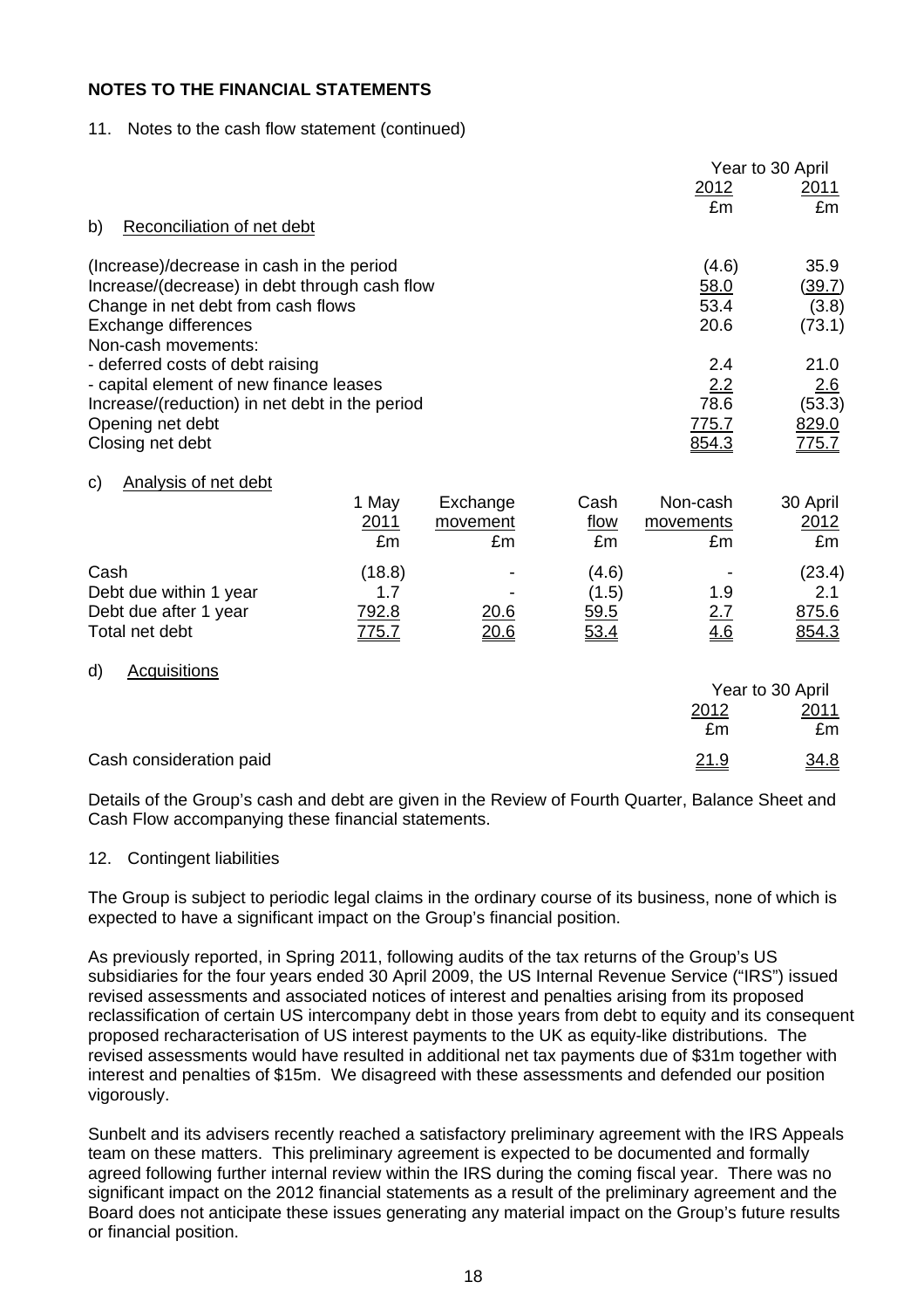**NOTES TO THE FINANCIAL STATEMENTS**

11. Notes to the cash flow statement (continued)

b) Reconciliation of net debt

| | Year to 30 April 2012 £m | Year to 30 April 2011 £m |
|---|---|---|
| (Increase)/decrease in cash in the period | (4.6) | 35.9 |
| Increase/(decrease) in debt through cash flow | 58.0 | (39.7) |
| Change in net debt from cash flows | 53.4 | (3.8) |
| Exchange differences | 20.6 | (73.1) |
| Non-cash movements: | | |
| - deferred costs of debt raising | 2.4 | 21.0 |
| - capital element of new finance leases | 2.2 | 2.6 |
| Increase/(reduction) in net debt in the period | 78.6 | (53.3) |
| Opening net debt | 775.7 | 829.0 |
| Closing net debt | 854.3 | 775.7 |

c) Analysis of net debt

| | 1 May 2011 £m | Exchange movement £m | Cash flow £m | Non-cash movements £m | 30 April 2012 £m |
|---|---|---|---|---|---|
| Cash | (18.8) | - | (4.6) | - | (23.4) |
| Debt due within 1 year | 1.7 | - | (1.5) | 1.9 | 2.1 |
| Debt due after 1 year | 792.8 | 20.6 | 59.5 | 2.7 | 875.6 |
| Total net debt | 775.7 | 20.6 | 53.4 | 4.6 | 854.3 |

d) Acquisitions

| | Year to 30 April 2012 £m | Year to 30 April 2011 £m |
|---|---|---|
| Cash consideration paid | 21.9 | 34.8 |

Details of the Group's cash and debt are given in the Review of Fourth Quarter, Balance Sheet and Cash Flow accompanying these financial statements.

12. Contingent liabilities

The Group is subject to periodic legal claims in the ordinary course of its business, none of which is expected to have a significant impact on the Group's financial position.

As previously reported, in Spring 2011, following audits of the tax returns of the Group's US subsidiaries for the four years ended 30 April 2009, the US Internal Revenue Service ("IRS") issued revised assessments and associated notices of interest and penalties arising from its proposed reclassification of certain US intercompany debt in those years from debt to equity and its consequent proposed recharacterisation of US interest payments to the UK as equity-like distributions. The revised assessments would have resulted in additional net tax payments due of $31m together with interest and penalties of $15m. We disagreed with these assessments and defended our position vigorously.

Sunbelt and its advisers recently reached a satisfactory preliminary agreement with the IRS Appeals team on these matters. This preliminary agreement is expected to be documented and formally agreed following further internal review within the IRS during the coming fiscal year. There was no significant impact on the 2012 financial statements as a result of the preliminary agreement and the Board does not anticipate these issues generating any material impact on the Group's future results or financial position.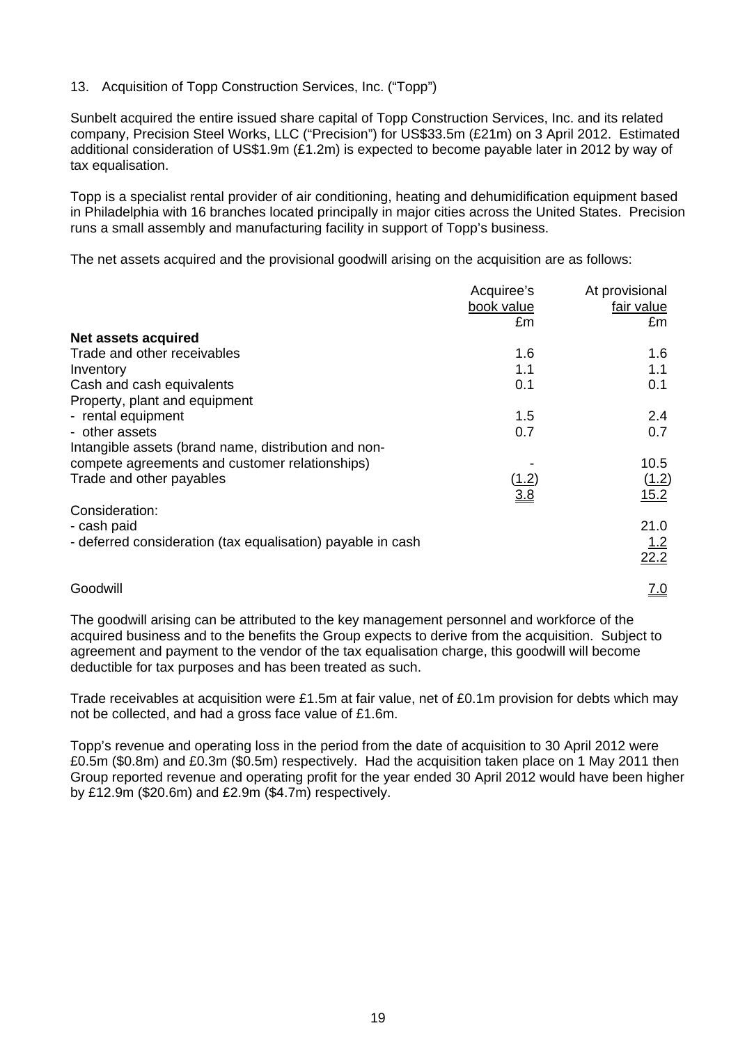## 13. Acquisition of Topp Construction Services, Inc. ("Topp")

Sunbelt acquired the entire issued share capital of Topp Construction Services, Inc. and its related company, Precision Steel Works, LLC ("Precision") for US$33.5m (£21m) on 3 April 2012. Estimated additional consideration of US$1.9m (£1.2m) is expected to become payable later in 2012 by way of tax equalisation.

Topp is a specialist rental provider of air conditioning, heating and dehumidification equipment based in Philadelphia with 16 branches located principally in major cities across the United States. Precision runs a small assembly and manufacturing facility in support of Topp's business.

The net assets acquired and the provisional goodwill arising on the acquisition are as follows:

| | Acquiree's book value £m | At provisional fair value £m |
|---|---|---|
| **Net assets acquired** | | |
| Trade and other receivables | 1.6 | 1.6 |
| Inventory | 1.1 | 1.1 |
| Cash and cash equivalents | 0.1 | 0.1 |
| Property, plant and equipment | | |
| - rental equipment | 1.5 | 2.4 |
| - other assets | 0.7 | 0.7 |
| Intangible assets (brand name, distribution and non-compete agreements and customer relationships) | - | 10.5 |
| Trade and other payables | (1.2) | (1.2) |
| | 3.8 | 15.2 |
| Consideration: | | |
| - cash paid | | 21.0 |
| - deferred consideration (tax equalisation) payable in cash | | 1.2 |
| | | 22.2 |
| Goodwill | | 7.0 |

The goodwill arising can be attributed to the key management personnel and workforce of the acquired business and to the benefits the Group expects to derive from the acquisition. Subject to agreement and payment to the vendor of the tax equalisation charge, this goodwill will become deductible for tax purposes and has been treated as such.

Trade receivables at acquisition were £1.5m at fair value, net of £0.1m provision for debts which may not be collected, and had a gross face value of £1.6m.

Topp's revenue and operating loss in the period from the date of acquisition to 30 April 2012 were £0.5m ($0.8m) and £0.3m ($0.5m) respectively. Had the acquisition taken place on 1 May 2011 then Group reported revenue and operating profit for the year ended 30 April 2012 would have been higher by £12.9m ($20.6m) and £2.9m ($4.7m) respectively.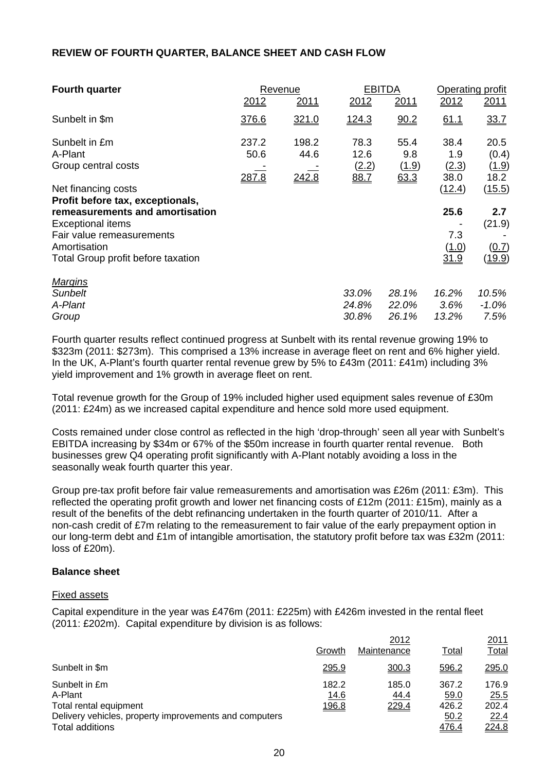## REVIEW OF FOURTH QUARTER, BALANCE SHEET AND CASH FLOW

| **Fourth quarter** | Revenue | | EBITDA | | Operating profit | |
|---|---|---|---|---|---|---|
| | 2012 | 2011 | 2012 | 2011 | 2012 | 2011 |
| Sunbelt in $m | 376.6 | 321.0 | 124.3 | 90.2 | 61.1 | 33.7 |
| Sunbelt in £m | 237.2 | 198.2 | 78.3 | 55.4 | 38.4 | 20.5 |
| A-Plant | 50.6 | 44.6 | 12.6 | 9.8 | 1.9 | (0.4) |
| Group central costs | - | - | (2.2) | (1.9) | (2.3) | (1.9) |
| | 287.8 | 242.8 | 88.7 | 63.3 | 38.0 | 18.2 |
| Net financing costs | | | | | (12.4) | (15.5) |
| **Profit before tax, exceptionals, remeasurements and amortisation** | | | | | **25.6** | **2.7** |
| Exceptional items | | | | | - | (21.9) |
| Fair value remeasurements | | | | | 7.3 | - |
| Amortisation | | | | | (1.0) | (0.7) |
| Total Group profit before taxation | | | | | 31.9 | (19.9) |
| *Margins* | | | | | | |
| *Sunbelt* | | | *33.0%* | *28.1%* | *16.2%* | *10.5%* |
| *A-Plant* | | | *24.8%* | *22.0%* | *3.6%* | *-1.0%* |
| *Group* | | | *30.8%* | *26.1%* | *13.2%* | *7.5%* |

Fourth quarter results reflect continued progress at Sunbelt with its rental revenue growing 19% to $323m (2011: $273m). This comprised a 13% increase in average fleet on rent and 6% higher yield. In the UK, A-Plant's fourth quarter rental revenue grew by 5% to £43m (2011: £41m) including 3% yield improvement and 1% growth in average fleet on rent.

Total revenue growth for the Group of 19% included higher used equipment sales revenue of £30m (2011: £24m) as we increased capital expenditure and hence sold more used equipment.

Costs remained under close control as reflected in the high 'drop-through' seen all year with Sunbelt's EBITDA increasing by $34m or 67% of the $50m increase in fourth quarter rental revenue. Both businesses grew Q4 operating profit significantly with A-Plant notably avoiding a loss in the seasonally weak fourth quarter this year.

Group pre-tax profit before fair value remeasurements and amortisation was £26m (2011: £3m). This reflected the operating profit growth and lower net financing costs of £12m (2011: £15m), mainly as a result of the benefits of the debt refinancing undertaken in the fourth quarter of 2010/11. After a non-cash credit of £7m relating to the remeasurement to fair value of the early prepayment option in our long-term debt and £1m of intangible amortisation, the statutory profit before tax was £32m (2011: loss of £20m).

### Balance sheet

Fixed assets

Capital expenditure in the year was £476m (2011: £225m) with £426m invested in the rental fleet (2011: £202m). Capital expenditure by division is as follows:

| | 2012 | | | 2011 |
|---|---|---|---|---|
| | Growth | Maintenance | Total | Total |
| Sunbelt in $m | 295.9 | 300.3 | 596.2 | 295.0 |
| Sunbelt in £m | 182.2 | 185.0 | 367.2 | 176.9 |
| A-Plant | 14.6 | 44.4 | 59.0 | 25.5 |
| Total rental equipment | 196.8 | 229.4 | 426.2 | 202.4 |
| Delivery vehicles, property improvements and computers | | | 50.2 | 22.4 |
| Total additions | | | 476.4 | 224.8 |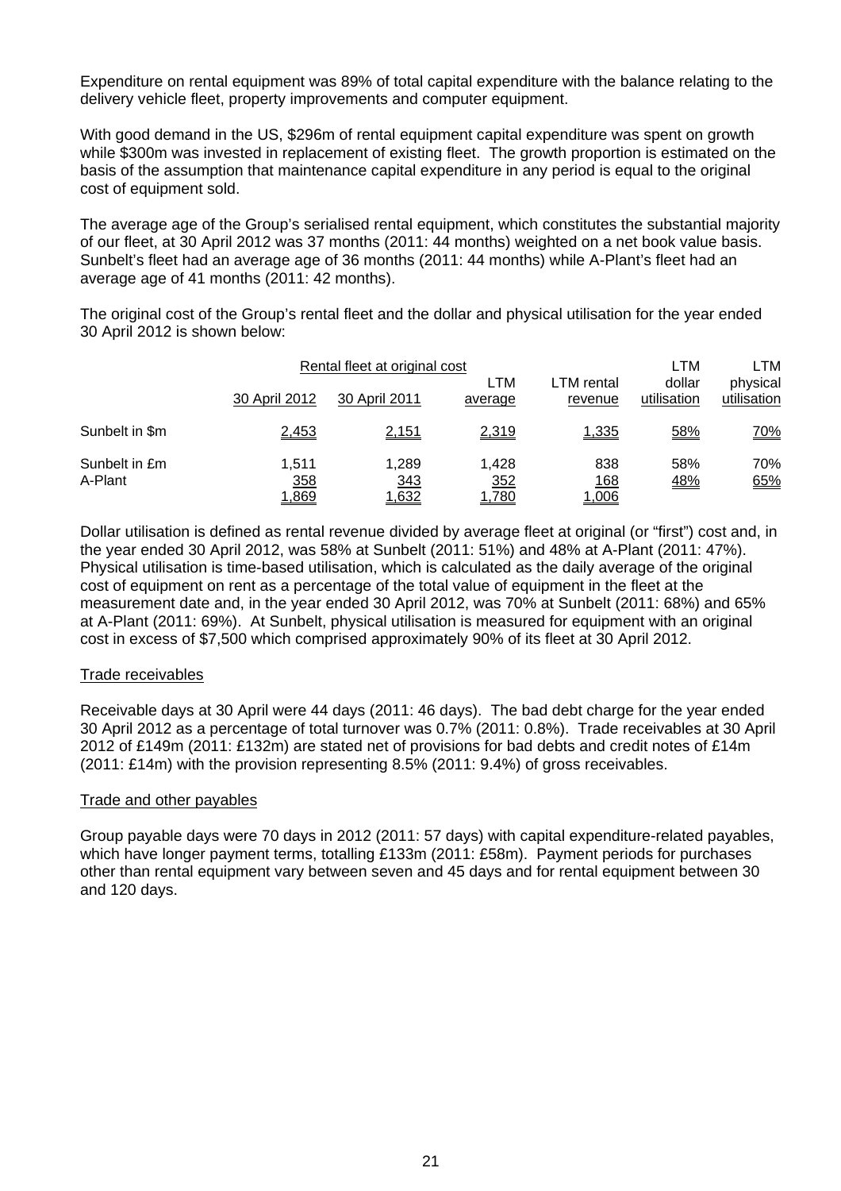Expenditure on rental equipment was 89% of total capital expenditure with the balance relating to the delivery vehicle fleet, property improvements and computer equipment.

With good demand in the US, \$296m of rental equipment capital expenditure was spent on growth while \$300m was invested in replacement of existing fleet. The growth proportion is estimated on the basis of the assumption that maintenance capital expenditure in any period is equal to the original cost of equipment sold.

The average age of the Group's serialised rental equipment, which constitutes the substantial majority of our fleet, at 30 April 2012 was 37 months (2011: 44 months) weighted on a net book value basis. Sunbelt's fleet had an average age of 36 months (2011: 44 months) while A-Plant's fleet had an average age of 41 months (2011: 42 months).

The original cost of the Group's rental fleet and the dollar and physical utilisation for the year ended 30 April 2012 is shown below:

| | Rental fleet at original cost | | | | LTM | LTM |
|---|---|---|---|---|---|---|
| | 30 April 2012 | 30 April 2011 | LTM average | LTM rental revenue | dollar utilisation | physical utilisation |
| Sunbelt in \$m | 2,453 | 2,151 | 2,319 | 1,335 | 58% | 70% |
| Sunbelt in £m | 1,511 | 1,289 | 1,428 | 838 | 58% | 70% |
| A-Plant | 358 | 343 | 352 | 168 | 48% | 65% |
| | 1,869 | 1,632 | 1,780 | 1,006 | | |

Dollar utilisation is defined as rental revenue divided by average fleet at original (or "first") cost and, in the year ended 30 April 2012, was 58% at Sunbelt (2011: 51%) and 48% at A-Plant (2011: 47%). Physical utilisation is time-based utilisation, which is calculated as the daily average of the original cost of equipment on rent as a percentage of the total value of equipment in the fleet at the measurement date and, in the year ended 30 April 2012, was 70% at Sunbelt (2011: 68%) and 65% at A-Plant (2011: 69%). At Sunbelt, physical utilisation is measured for equipment with an original cost in excess of \$7,500 which comprised approximately 90% of its fleet at 30 April 2012.

## Trade receivables

Receivable days at 30 April were 44 days (2011: 46 days). The bad debt charge for the year ended 30 April 2012 as a percentage of total turnover was 0.7% (2011: 0.8%). Trade receivables at 30 April 2012 of £149m (2011: £132m) are stated net of provisions for bad debts and credit notes of £14m (2011: £14m) with the provision representing 8.5% (2011: 9.4%) of gross receivables.

## Trade and other payables

Group payable days were 70 days in 2012 (2011: 57 days) with capital expenditure-related payables, which have longer payment terms, totalling £133m (2011: £58m). Payment periods for purchases other than rental equipment vary between seven and 45 days and for rental equipment between 30 and 120 days.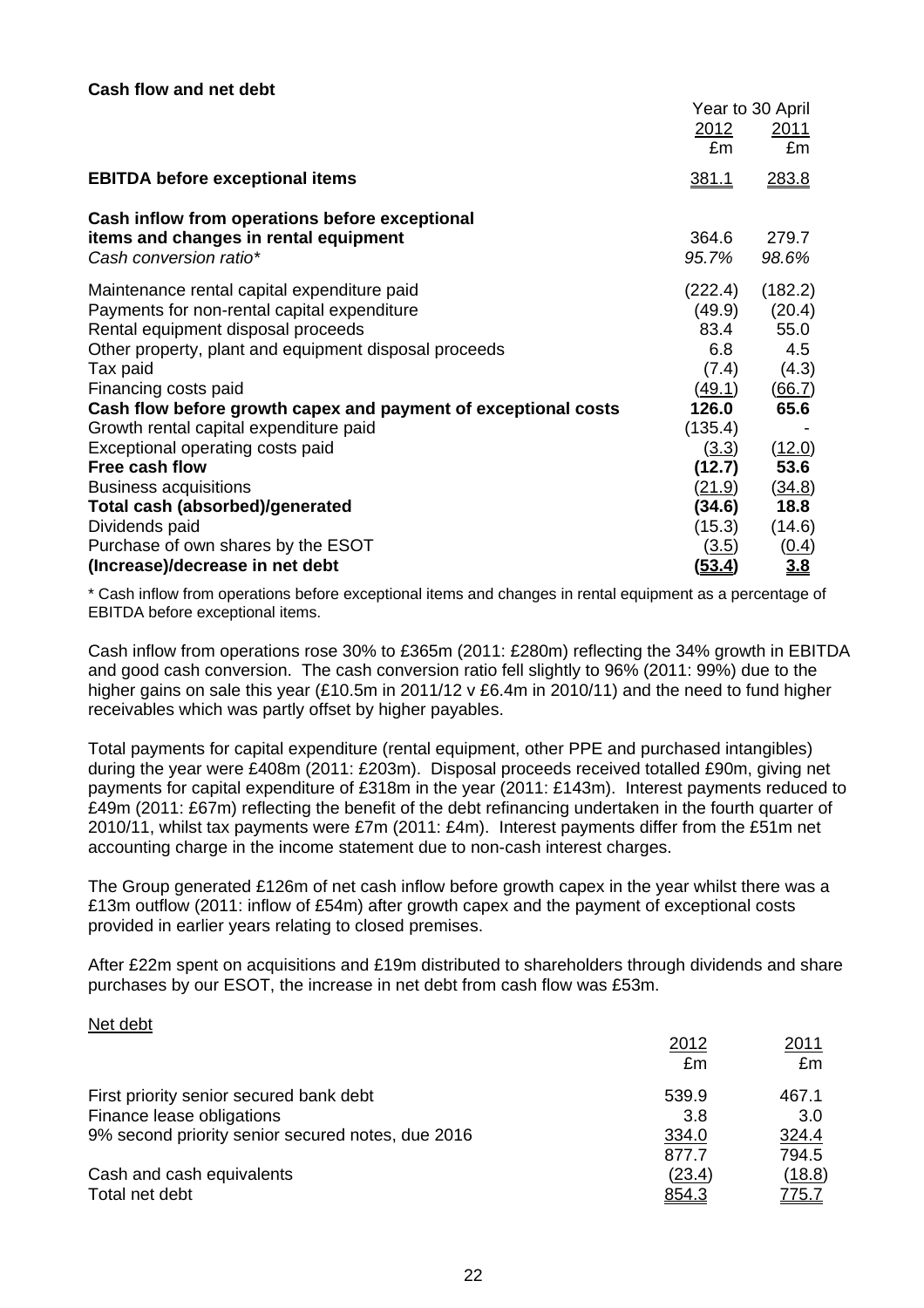**Cash flow and net debt**

| | Year to 30 April | |
|---|---|---|
| | 2012 | 2011 |
| | £m | £m |
| **EBITDA before exceptional items** | 381.1 | 283.8 |
| **Cash inflow from operations before exceptional items and changes in rental equipment** | 364.6 | 279.7 |
| *Cash conversion ratio** | *95.7%* | *98.6%* |
| Maintenance rental capital expenditure paid | (222.4) | (182.2) |
| Payments for non-rental capital expenditure | (49.9) | (20.4) |
| Rental equipment disposal proceeds | 83.4 | 55.0 |
| Other property, plant and equipment disposal proceeds | 6.8 | 4.5 |
| Tax paid | (7.4) | (4.3) |
| Financing costs paid | (49.1) | (66.7) |
| **Cash flow before growth capex and payment of exceptional costs** | **126.0** | **65.6** |
| Growth rental capital expenditure paid | (135.4) | - |
| Exceptional operating costs paid | (3.3) | (12.0) |
| **Free cash flow** | **(12.7)** | **53.6** |
| Business acquisitions | (21.9) | (34.8) |
| **Total cash (absorbed)/generated** | **(34.6)** | **18.8** |
| Dividends paid | (15.3) | (14.6) |
| Purchase of own shares by the ESOT | (3.5) | (0.4) |
| **(Increase)/decrease in net debt** | **(53.4)** | **3.8** |

\* Cash inflow from operations before exceptional items and changes in rental equipment as a percentage of EBITDA before exceptional items.

Cash inflow from operations rose 30% to £365m (2011: £280m) reflecting the 34% growth in EBITDA and good cash conversion. The cash conversion ratio fell slightly to 96% (2011: 99%) due to the higher gains on sale this year (£10.5m in 2011/12 v £6.4m in 2010/11) and the need to fund higher receivables which was partly offset by higher payables.

Total payments for capital expenditure (rental equipment, other PPE and purchased intangibles) during the year were £408m (2011: £203m). Disposal proceeds received totalled £90m, giving net payments for capital expenditure of £318m in the year (2011: £143m). Interest payments reduced to £49m (2011: £67m) reflecting the benefit of the debt refinancing undertaken in the fourth quarter of 2010/11, whilst tax payments were £7m (2011: £4m). Interest payments differ from the £51m net accounting charge in the income statement due to non-cash interest charges.

The Group generated £126m of net cash inflow before growth capex in the year whilst there was a £13m outflow (2011: inflow of £54m) after growth capex and the payment of exceptional costs provided in earlier years relating to closed premises.

After £22m spent on acquisitions and £19m distributed to shareholders through dividends and share purchases by our ESOT, the increase in net debt from cash flow was £53m.

Net debt

| | 2012 | 2011 |
|---|---|---|
| | £m | £m |
| First priority senior secured bank debt | 539.9 | 467.1 |
| Finance lease obligations | 3.8 | 3.0 |
| 9% second priority senior secured notes, due 2016 | 334.0 | 324.4 |
| | 877.7 | 794.5 |
| Cash and cash equivalents | (23.4) | (18.8) |
| Total net debt | 854.3 | 775.7 |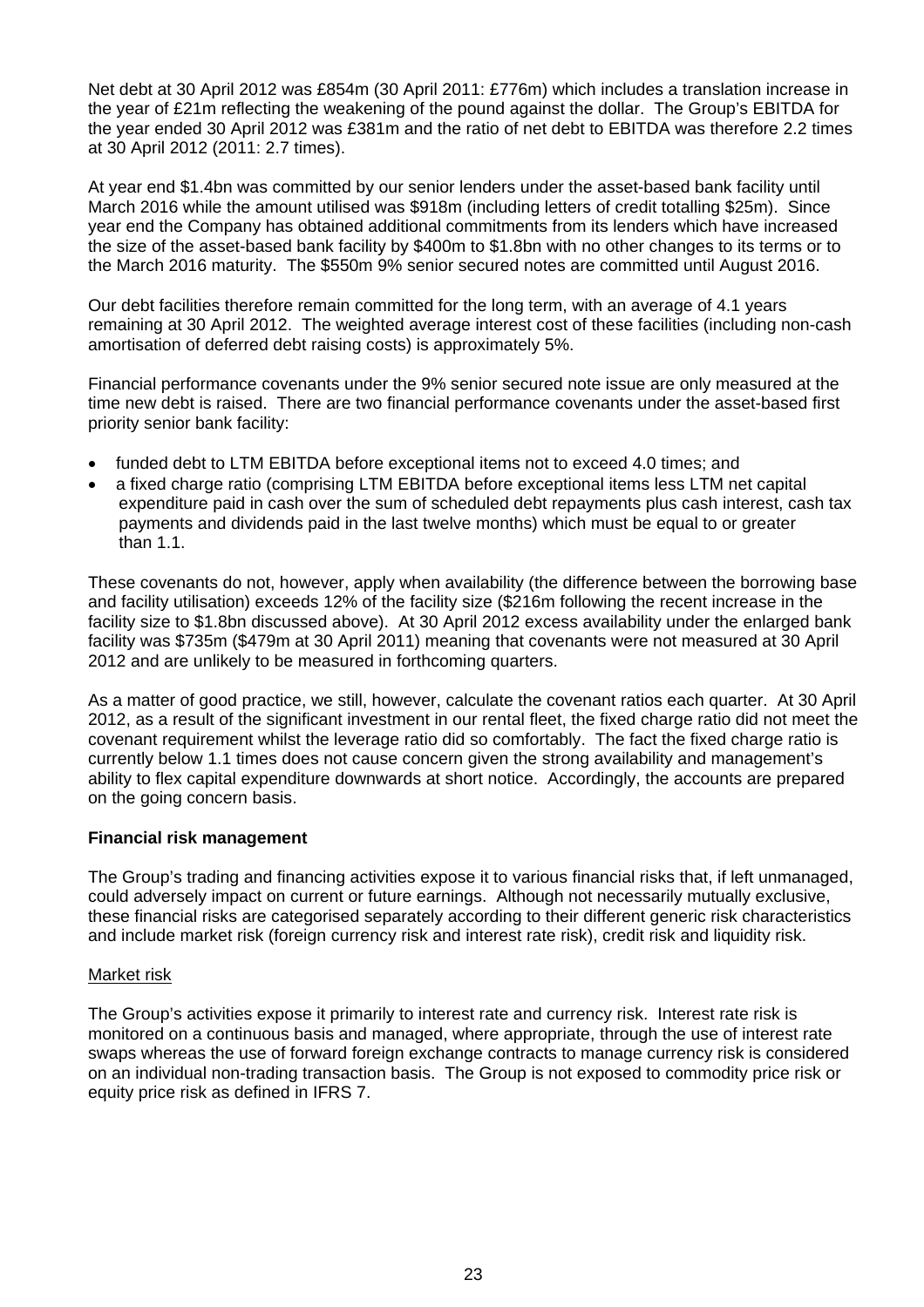Net debt at 30 April 2012 was £854m (30 April 2011: £776m) which includes a translation increase in the year of £21m reflecting the weakening of the pound against the dollar. The Group's EBITDA for the year ended 30 April 2012 was £381m and the ratio of net debt to EBITDA was therefore 2.2 times at 30 April 2012 (2011: 2.7 times).

At year end \$1.4bn was committed by our senior lenders under the asset-based bank facility until March 2016 while the amount utilised was \$918m (including letters of credit totalling \$25m). Since year end the Company has obtained additional commitments from its lenders which have increased the size of the asset-based bank facility by \$400m to \$1.8bn with no other changes to its terms or to the March 2016 maturity. The \$550m 9% senior secured notes are committed until August 2016.

Our debt facilities therefore remain committed for the long term, with an average of 4.1 years remaining at 30 April 2012. The weighted average interest cost of these facilities (including non-cash amortisation of deferred debt raising costs) is approximately 5%.

Financial performance covenants under the 9% senior secured note issue are only measured at the time new debt is raised. There are two financial performance covenants under the asset-based first priority senior bank facility:

- funded debt to LTM EBITDA before exceptional items not to exceed 4.0 times; and
- a fixed charge ratio (comprising LTM EBITDA before exceptional items less LTM net capital expenditure paid in cash over the sum of scheduled debt repayments plus cash interest, cash tax payments and dividends paid in the last twelve months) which must be equal to or greater than 1.1.

These covenants do not, however, apply when availability (the difference between the borrowing base and facility utilisation) exceeds 12% of the facility size (\$216m following the recent increase in the facility size to \$1.8bn discussed above). At 30 April 2012 excess availability under the enlarged bank facility was \$735m (\$479m at 30 April 2011) meaning that covenants were not measured at 30 April 2012 and are unlikely to be measured in forthcoming quarters.

As a matter of good practice, we still, however, calculate the covenant ratios each quarter. At 30 April 2012, as a result of the significant investment in our rental fleet, the fixed charge ratio did not meet the covenant requirement whilst the leverage ratio did so comfortably. The fact the fixed charge ratio is currently below 1.1 times does not cause concern given the strong availability and management's ability to flex capital expenditure downwards at short notice. Accordingly, the accounts are prepared on the going concern basis.

**Financial risk management**

The Group's trading and financing activities expose it to various financial risks that, if left unmanaged, could adversely impact on current or future earnings. Although not necessarily mutually exclusive, these financial risks are categorised separately according to their different generic risk characteristics and include market risk (foreign currency risk and interest rate risk), credit risk and liquidity risk.

Market risk

The Group's activities expose it primarily to interest rate and currency risk. Interest rate risk is monitored on a continuous basis and managed, where appropriate, through the use of interest rate swaps whereas the use of forward foreign exchange contracts to manage currency risk is considered on an individual non-trading transaction basis. The Group is not exposed to commodity price risk or equity price risk as defined in IFRS 7.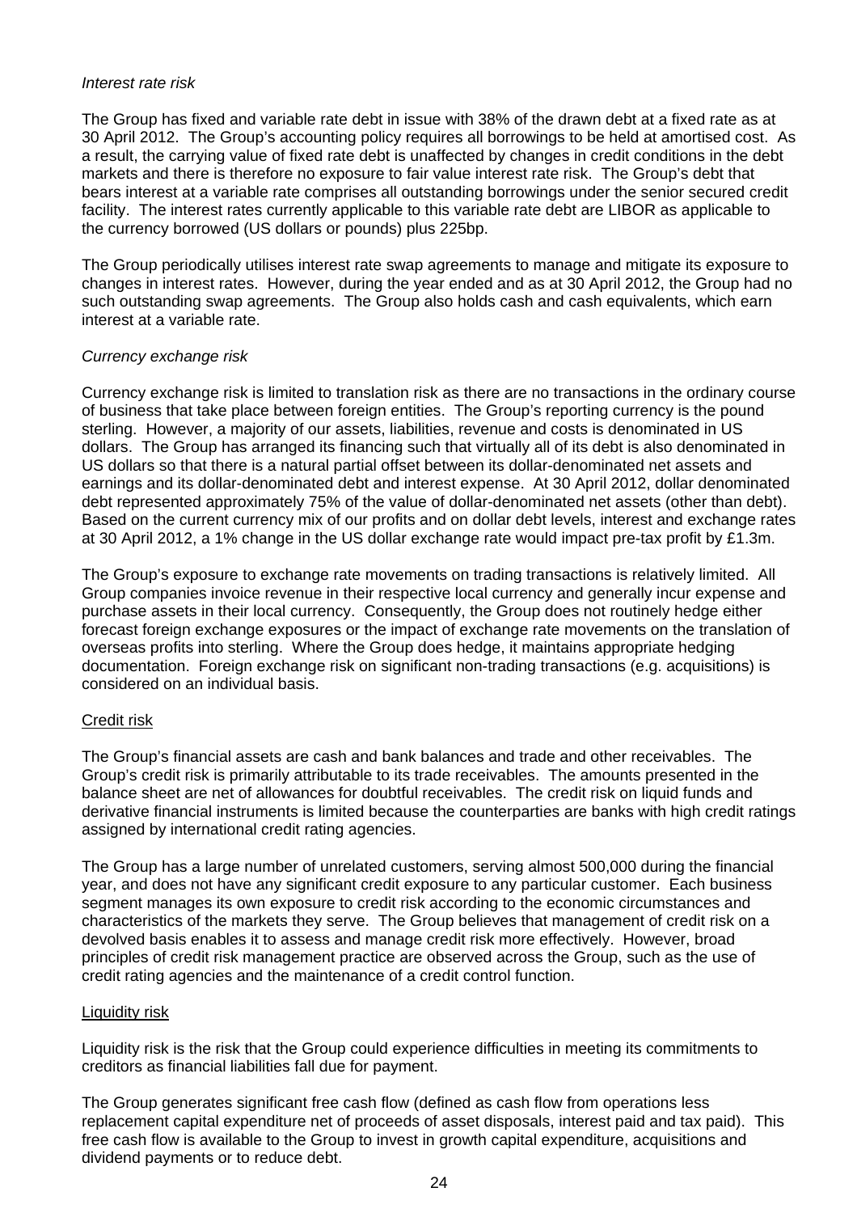*Interest rate risk*

The Group has fixed and variable rate debt in issue with 38% of the drawn debt at a fixed rate as at 30 April 2012. The Group's accounting policy requires all borrowings to be held at amortised cost. As a result, the carrying value of fixed rate debt is unaffected by changes in credit conditions in the debt markets and there is therefore no exposure to fair value interest rate risk. The Group's debt that bears interest at a variable rate comprises all outstanding borrowings under the senior secured credit facility. The interest rates currently applicable to this variable rate debt are LIBOR as applicable to the currency borrowed (US dollars or pounds) plus 225bp.

The Group periodically utilises interest rate swap agreements to manage and mitigate its exposure to changes in interest rates. However, during the year ended and as at 30 April 2012, the Group had no such outstanding swap agreements. The Group also holds cash and cash equivalents, which earn interest at a variable rate.

*Currency exchange risk*

Currency exchange risk is limited to translation risk as there are no transactions in the ordinary course of business that take place between foreign entities. The Group's reporting currency is the pound sterling. However, a majority of our assets, liabilities, revenue and costs is denominated in US dollars. The Group has arranged its financing such that virtually all of its debt is also denominated in US dollars so that there is a natural partial offset between its dollar-denominated net assets and earnings and its dollar-denominated debt and interest expense. At 30 April 2012, dollar denominated debt represented approximately 75% of the value of dollar-denominated net assets (other than debt). Based on the current currency mix of our profits and on dollar debt levels, interest and exchange rates at 30 April 2012, a 1% change in the US dollar exchange rate would impact pre-tax profit by £1.3m.

The Group's exposure to exchange rate movements on trading transactions is relatively limited. All Group companies invoice revenue in their respective local currency and generally incur expense and purchase assets in their local currency. Consequently, the Group does not routinely hedge either forecast foreign exchange exposures or the impact of exchange rate movements on the translation of overseas profits into sterling. Where the Group does hedge, it maintains appropriate hedging documentation. Foreign exchange risk on significant non-trading transactions (e.g. acquisitions) is considered on an individual basis.

Credit risk

The Group's financial assets are cash and bank balances and trade and other receivables. The Group's credit risk is primarily attributable to its trade receivables. The amounts presented in the balance sheet are net of allowances for doubtful receivables. The credit risk on liquid funds and derivative financial instruments is limited because the counterparties are banks with high credit ratings assigned by international credit rating agencies.

The Group has a large number of unrelated customers, serving almost 500,000 during the financial year, and does not have any significant credit exposure to any particular customer. Each business segment manages its own exposure to credit risk according to the economic circumstances and characteristics of the markets they serve. The Group believes that management of credit risk on a devolved basis enables it to assess and manage credit risk more effectively. However, broad principles of credit risk management practice are observed across the Group, such as the use of credit rating agencies and the maintenance of a credit control function.

Liquidity risk

Liquidity risk is the risk that the Group could experience difficulties in meeting its commitments to creditors as financial liabilities fall due for payment.

The Group generates significant free cash flow (defined as cash flow from operations less replacement capital expenditure net of proceeds of asset disposals, interest paid and tax paid). This free cash flow is available to the Group to invest in growth capital expenditure, acquisitions and dividend payments or to reduce debt.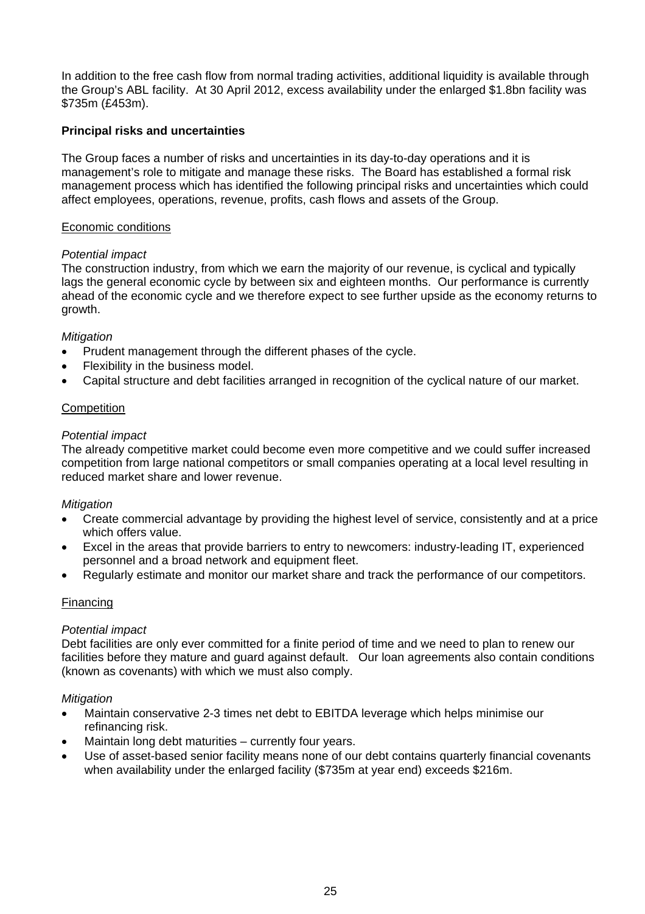In addition to the free cash flow from normal trading activities, additional liquidity is available through the Group's ABL facility. At 30 April 2012, excess availability under the enlarged $1.8bn facility was $735m (£453m).

**Principal risks and uncertainties**

The Group faces a number of risks and uncertainties in its day-to-day operations and it is management's role to mitigate and manage these risks. The Board has established a formal risk management process which has identified the following principal risks and uncertainties which could affect employees, operations, revenue, profits, cash flows and assets of the Group.

<u>Economic conditions</u>

*Potential impact*
The construction industry, from which we earn the majority of our revenue, is cyclical and typically lags the general economic cycle by between six and eighteen months. Our performance is currently ahead of the economic cycle and we therefore expect to see further upside as the economy returns to growth.

*Mitigation*

- Prudent management through the different phases of the cycle.
- Flexibility in the business model.
- Capital structure and debt facilities arranged in recognition of the cyclical nature of our market.

<u>Competition</u>

*Potential impact*
The already competitive market could become even more competitive and we could suffer increased competition from large national competitors or small companies operating at a local level resulting in reduced market share and lower revenue.

*Mitigation*

- Create commercial advantage by providing the highest level of service, consistently and at a price which offers value.
- Excel in the areas that provide barriers to entry to newcomers: industry-leading IT, experienced personnel and a broad network and equipment fleet.
- Regularly estimate and monitor our market share and track the performance of our competitors.

<u>Financing</u>

*Potential impact*
Debt facilities are only ever committed for a finite period of time and we need to plan to renew our facilities before they mature and guard against default. Our loan agreements also contain conditions (known as covenants) with which we must also comply.

*Mitigation*

- Maintain conservative 2-3 times net debt to EBITDA leverage which helps minimise our refinancing risk.
- Maintain long debt maturities – currently four years.
- Use of asset-based senior facility means none of our debt contains quarterly financial covenants when availability under the enlarged facility ($735m at year end) exceeds $216m.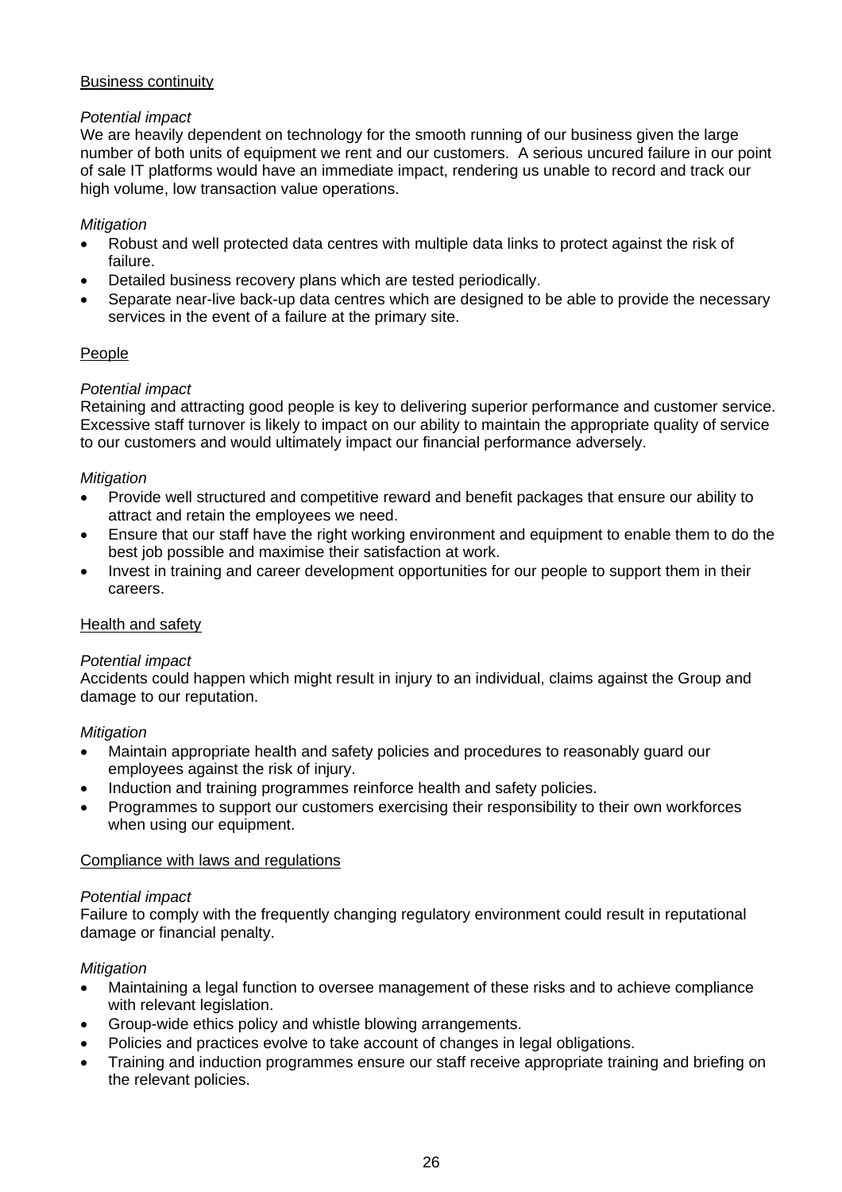Business continuity

*Potential impact*

We are heavily dependent on technology for the smooth running of our business given the large number of both units of equipment we rent and our customers. A serious uncured failure in our point of sale IT platforms would have an immediate impact, rendering us unable to record and track our high volume, low transaction value operations.

*Mitigation*

- Robust and well protected data centres with multiple data links to protect against the risk of failure.
- Detailed business recovery plans which are tested periodically.
- Separate near-live back-up data centres which are designed to be able to provide the necessary services in the event of a failure at the primary site.

People

*Potential impact*

Retaining and attracting good people is key to delivering superior performance and customer service. Excessive staff turnover is likely to impact on our ability to maintain the appropriate quality of service to our customers and would ultimately impact our financial performance adversely.

*Mitigation*

- Provide well structured and competitive reward and benefit packages that ensure our ability to attract and retain the employees we need.
- Ensure that our staff have the right working environment and equipment to enable them to do the best job possible and maximise their satisfaction at work.
- Invest in training and career development opportunities for our people to support them in their careers.

Health and safety

*Potential impact*

Accidents could happen which might result in injury to an individual, claims against the Group and damage to our reputation.

*Mitigation*

- Maintain appropriate health and safety policies and procedures to reasonably guard our employees against the risk of injury.
- Induction and training programmes reinforce health and safety policies.
- Programmes to support our customers exercising their responsibility to their own workforces when using our equipment.

Compliance with laws and regulations

*Potential impact*

Failure to comply with the frequently changing regulatory environment could result in reputational damage or financial penalty.

*Mitigation*

- Maintaining a legal function to oversee management of these risks and to achieve compliance with relevant legislation.
- Group-wide ethics policy and whistle blowing arrangements.
- Policies and practices evolve to take account of changes in legal obligations.
- Training and induction programmes ensure our staff receive appropriate training and briefing on the relevant policies.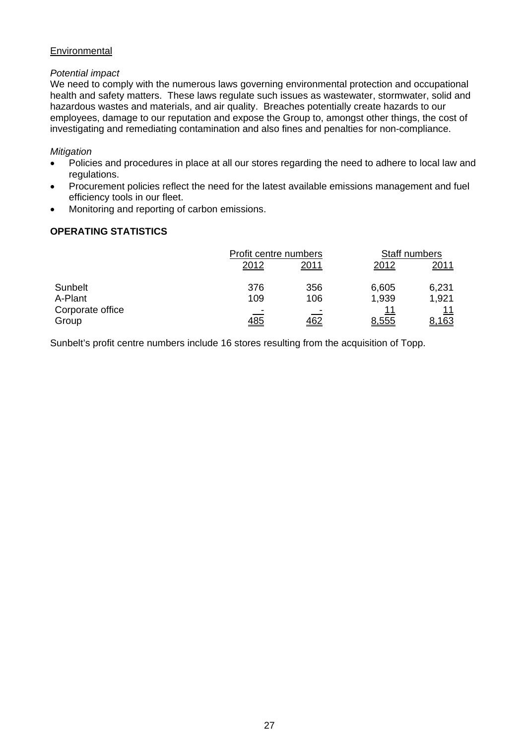Environmental

*Potential impact*

We need to comply with the numerous laws governing environmental protection and occupational health and safety matters. These laws regulate such issues as wastewater, stormwater, solid and hazardous wastes and materials, and air quality. Breaches potentially create hazards to our employees, damage to our reputation and expose the Group to, amongst other things, the cost of investigating and remediating contamination and also fines and penalties for non-compliance.

*Mitigation*

- Policies and procedures in place at all our stores regarding the need to adhere to local law and regulations.
- Procurement policies reflect the need for the latest available emissions management and fuel efficiency tools in our fleet.
- Monitoring and reporting of carbon emissions.

**OPERATING STATISTICS**

| | Profit centre numbers | | Staff numbers | |
|---|---|---|---|---|
| | 2012 | 2011 | 2012 | 2011 |
| Sunbelt | 376 | 356 | 6,605 | 6,231 |
| A-Plant | 109 | 106 | 1,939 | 1,921 |
| Corporate office | - | - | 11 | 11 |
| Group | 485 | 462 | 8,555 | 8,163 |

Sunbelt's profit centre numbers include 16 stores resulting from the acquisition of Topp.